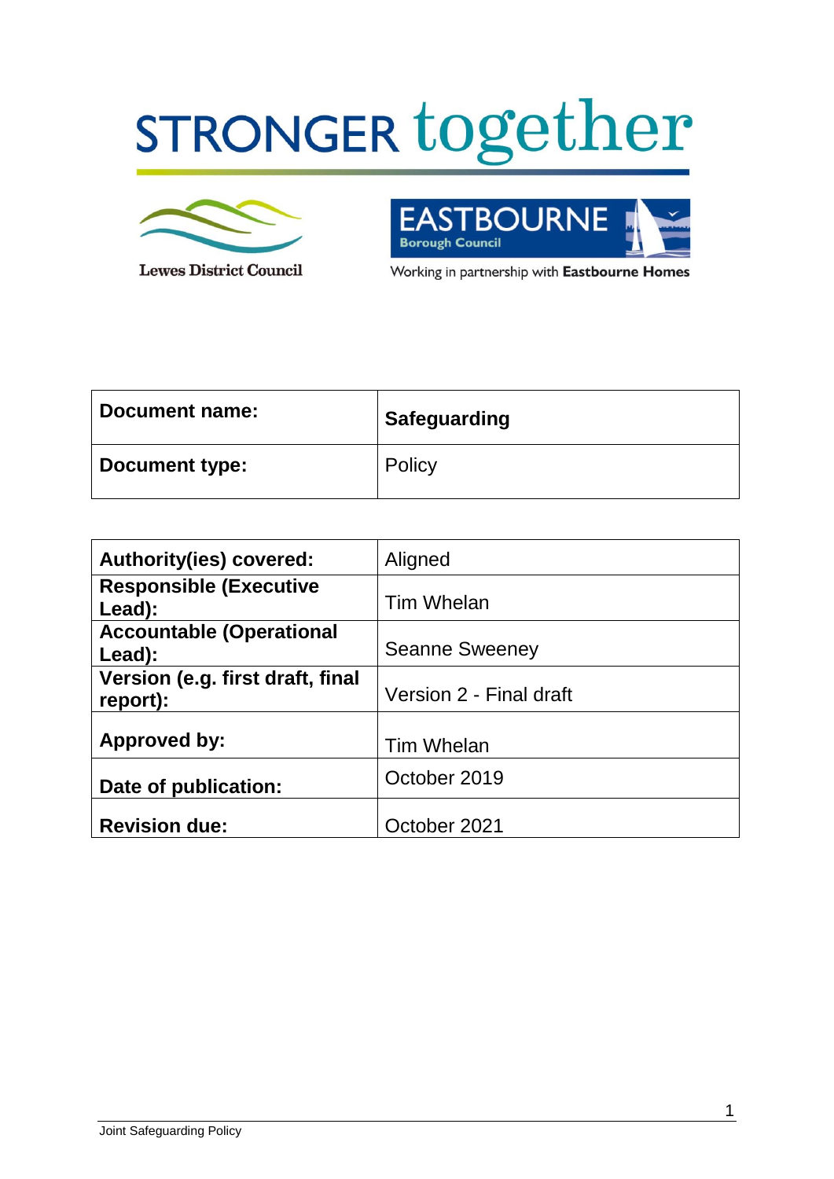STRONGER together

Lewes District Council

EASTBOURNE Borough Council

Working in partnership with **Eastbourne Homes**

| **Document name:** | **Safeguarding** |
| --- | --- |
| **Document type:** | Policy |

| **Authority(ies) covered:** | Aligned |
| --- | --- |
| **Responsible (Executive Lead):** | Tim Whelan |
| **Accountable (Operational Lead):** | Seanne Sweeney |
| **Version (e.g. first draft, final report):** | Version 2 - Final draft |
| **Approved by:** | Tim Whelan |
| **Date of publication:** | October 2019 |
| **Revision due:** | October 2021 |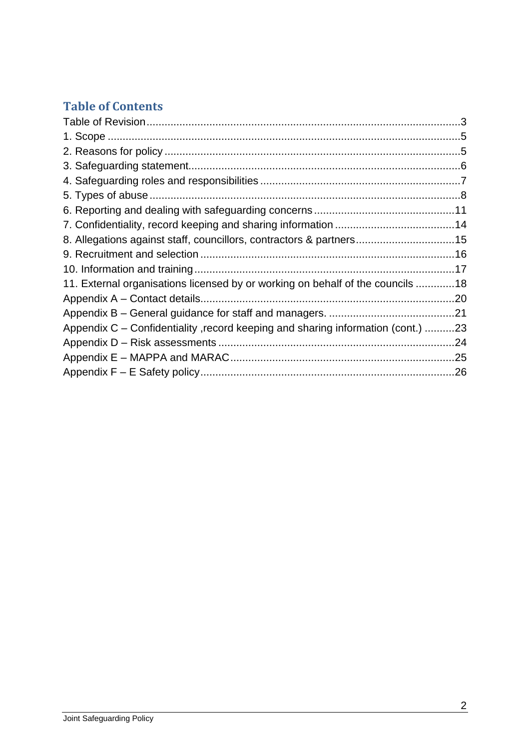## Table of Contents

Table of Revision ........................................................................................................3
1. Scope ......................................................................................................................5
2. Reasons for policy ..................................................................................................5
3. Safeguarding statement...........................................................................................6
4. Safeguarding roles and responsibilities ..................................................................7
5. Types of abuse .......................................................................................................8
6. Reporting and dealing with safeguarding concerns ...............................................11
7. Confidentiality, record keeping and sharing information ........................................14
8. Allegations against staff, councillors, contractors & partners.................................15
9. Recruitment and selection .....................................................................................16
10. Information and training .......................................................................................17
11. External organisations licensed by or working on behalf of the councils .............18
Appendix A – Contact details.....................................................................................20
Appendix B – General guidance for staff and managers. ..........................................21
Appendix C – Confidentiality ,record keeping and sharing information (cont.) ..........23
Appendix D – Risk assessments ...............................................................................24
Appendix E – MAPPA and MARAC...........................................................................25
Appendix F – E Safety policy.....................................................................................26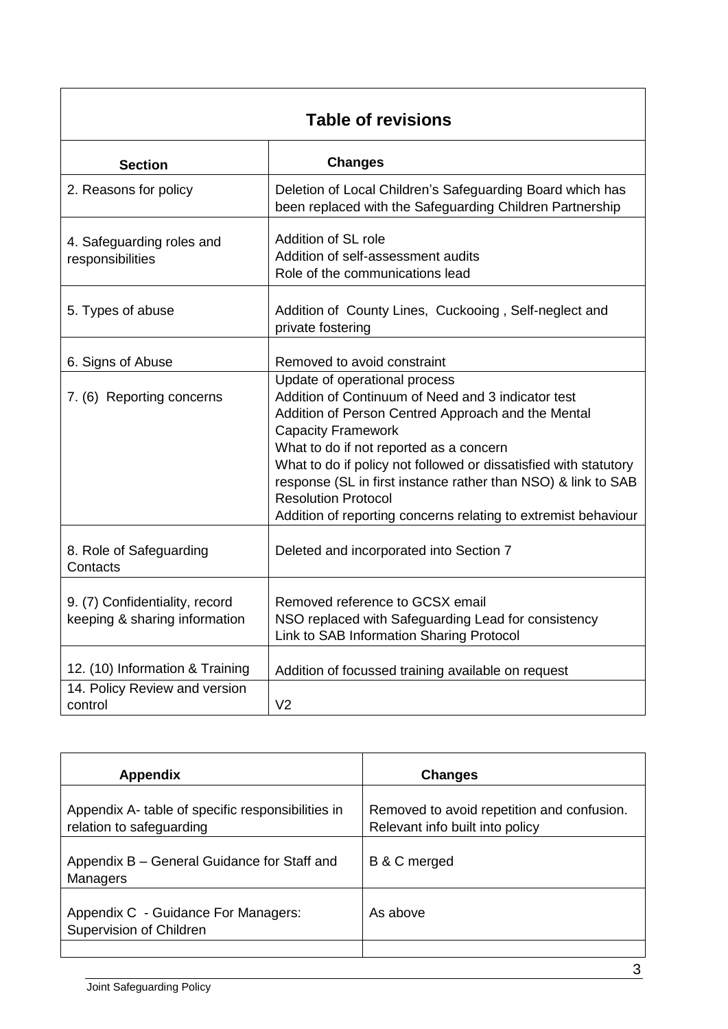| **Table of revisions** | |
|---|---|
| **Section** | **Changes** |
| 2. Reasons for policy | Deletion of Local Children's Safeguarding Board which has been replaced with the Safeguarding Children Partnership |
| 4. Safeguarding roles and responsibilities | Addition of SL role<br>Addition of self-assessment audits<br>Role of the communications lead |
| 5. Types of abuse | Addition of County Lines, Cuckooing , Self-neglect and private fostering |
| 6. Signs of Abuse | Removed to avoid constraint |
| 7. (6) Reporting concerns | Update of operational process<br>Addition of Continuum of Need and 3 indicator test<br>Addition of Person Centred Approach and the Mental Capacity Framework<br>What to do if not reported as a concern<br>What to do if policy not followed or dissatisfied with statutory response (SL in first instance rather than NSO) & link to SAB Resolution Protocol<br>Addition of reporting concerns relating to extremist behaviour |
| 8. Role of Safeguarding Contacts | Deleted and incorporated into Section 7 |
| 9. (7) Confidentiality, record keeping & sharing information | Removed reference to GCSX email<br>NSO replaced with Safeguarding Lead for consistency<br>Link to SAB Information Sharing Protocol |
| 12. (10) Information & Training | Addition of focussed training available on request |
| 14. Policy Review and version control | V2 |

| **Appendix** | **Changes** |
|---|---|
| Appendix A- table of specific responsibilities in relation to safeguarding | Removed to avoid repetition and confusion. Relevant info built into policy |
| Appendix B – General Guidance for Staff and Managers | B & C merged |
| Appendix C - Guidance For Managers: Supervision of Children | As above |
| | |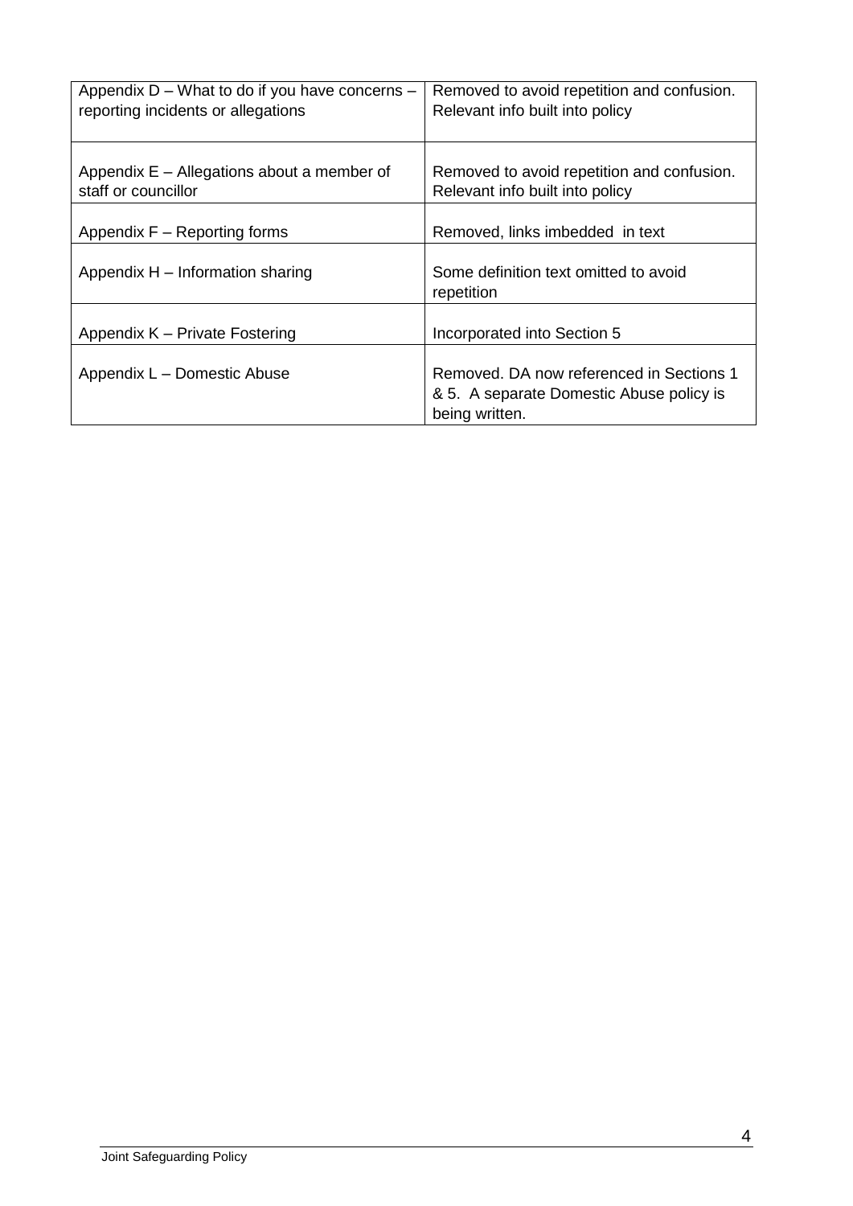| Appendix D – What to do if you have concerns – reporting incidents or allegations | Removed to avoid repetition and confusion. Relevant info built into policy |
|---|---|
| Appendix E – Allegations about a member of staff or councillor | Removed to avoid repetition and confusion. Relevant info built into policy |
| Appendix F – Reporting forms | Removed, links imbedded in text |
| Appendix H – Information sharing | Some definition text omitted to avoid repetition |
| Appendix K – Private Fostering | Incorporated into Section 5 |
| Appendix L – Domestic Abuse | Removed. DA now referenced in Sections 1 & 5. A separate Domestic Abuse policy is being written. |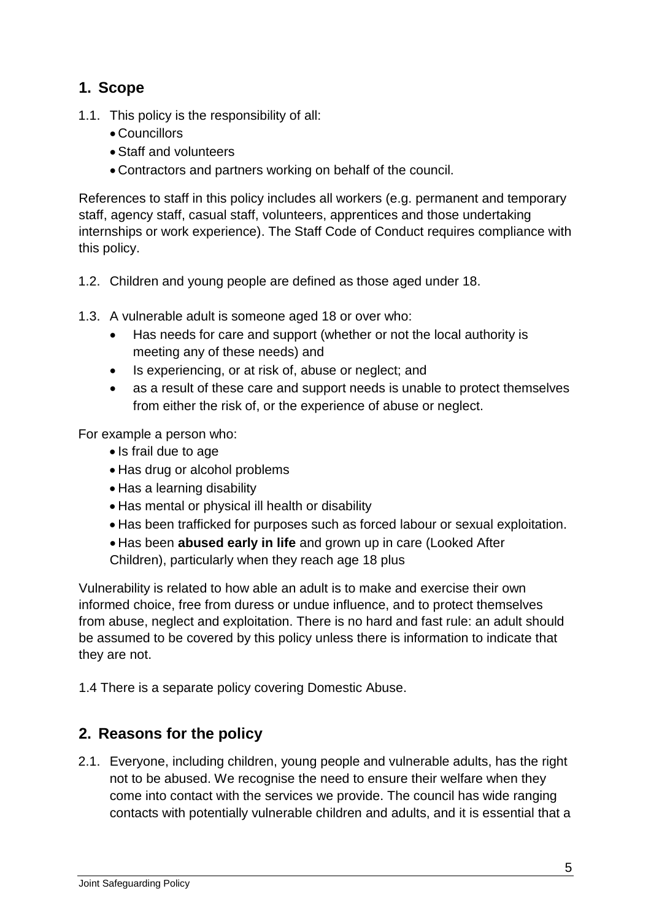## 1. Scope

1.1. This policy is the responsibility of all:

- Councillors
- Staff and volunteers
- Contractors and partners working on behalf of the council.

References to staff in this policy includes all workers (e.g. permanent and temporary staff, agency staff, casual staff, volunteers, apprentices and those undertaking internships or work experience). The Staff Code of Conduct requires compliance with this policy.

1.2. Children and young people are defined as those aged under 18.

1.3. A vulnerable adult is someone aged 18 or over who:

- Has needs for care and support (whether or not the local authority is meeting any of these needs) and
- Is experiencing, or at risk of, abuse or neglect; and
- as a result of these care and support needs is unable to protect themselves from either the risk of, or the experience of abuse or neglect.

For example a person who:

- Is frail due to age
- Has drug or alcohol problems
- Has a learning disability
- Has mental or physical ill health or disability
- Has been trafficked for purposes such as forced labour or sexual exploitation.
- Has been **abused early in life** and grown up in care (Looked After Children), particularly when they reach age 18 plus

Vulnerability is related to how able an adult is to make and exercise their own informed choice, free from duress or undue influence, and to protect themselves from abuse, neglect and exploitation. There is no hard and fast rule: an adult should be assumed to be covered by this policy unless there is information to indicate that they are not.

1.4 There is a separate policy covering Domestic Abuse.

## 2. Reasons for the policy

2.1. Everyone, including children, young people and vulnerable adults, has the right not to be abused. We recognise the need to ensure their welfare when they come into contact with the services we provide. The council has wide ranging contacts with potentially vulnerable children and adults, and it is essential that a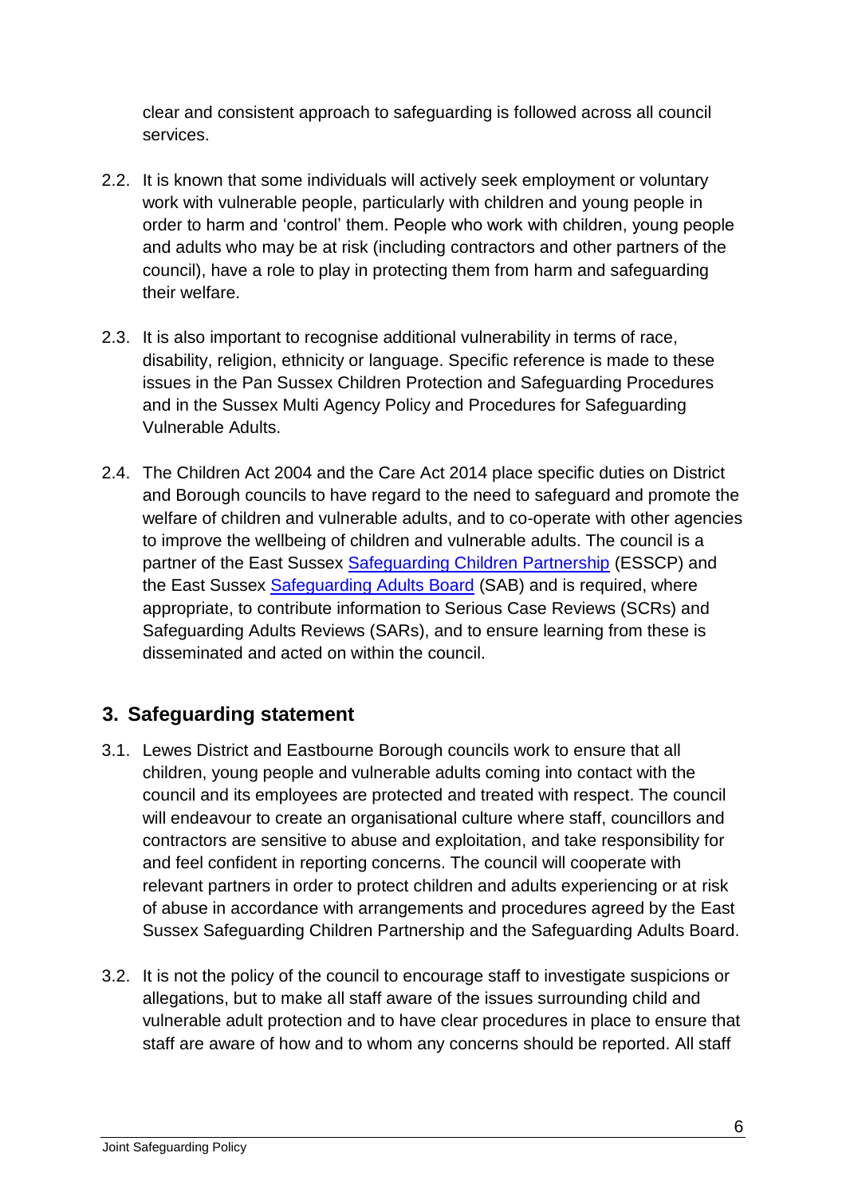clear and consistent approach to safeguarding is followed across all council services.

2.2. It is known that some individuals will actively seek employment or voluntary work with vulnerable people, particularly with children and young people in order to harm and 'control' them. People who work with children, young people and adults who may be at risk (including contractors and other partners of the council), have a role to play in protecting them from harm and safeguarding their welfare.

2.3. It is also important to recognise additional vulnerability in terms of race, disability, religion, ethnicity or language. Specific reference is made to these issues in the Pan Sussex Children Protection and Safeguarding Procedures and in the Sussex Multi Agency Policy and Procedures for Safeguarding Vulnerable Adults.

2.4. The Children Act 2004 and the Care Act 2014 place specific duties on District and Borough councils to have regard to the need to safeguard and promote the welfare of children and vulnerable adults, and to co-operate with other agencies to improve the wellbeing of children and vulnerable adults. The council is a partner of the East Sussex Safeguarding Children Partnership (ESSCP) and the East Sussex Safeguarding Adults Board (SAB) and is required, where appropriate, to contribute information to Serious Case Reviews (SCRs) and Safeguarding Adults Reviews (SARs), and to ensure learning from these is disseminated and acted on within the council.

## 3. Safeguarding statement

3.1. Lewes District and Eastbourne Borough councils work to ensure that all children, young people and vulnerable adults coming into contact with the council and its employees are protected and treated with respect. The council will endeavour to create an organisational culture where staff, councillors and contractors are sensitive to abuse and exploitation, and take responsibility for and feel confident in reporting concerns. The council will cooperate with relevant partners in order to protect children and adults experiencing or at risk of abuse in accordance with arrangements and procedures agreed by the East Sussex Safeguarding Children Partnership and the Safeguarding Adults Board.

3.2. It is not the policy of the council to encourage staff to investigate suspicions or allegations, but to make all staff aware of the issues surrounding child and vulnerable adult protection and to have clear procedures in place to ensure that staff are aware of how and to whom any concerns should be reported. All staff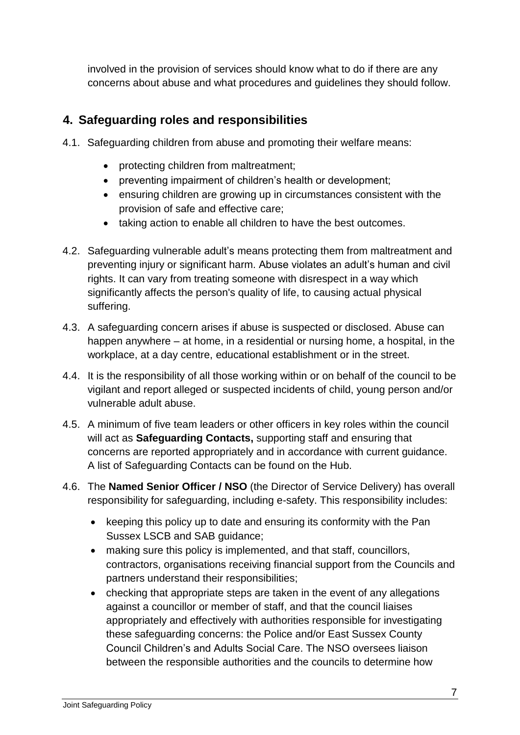involved in the provision of services should know what to do if there are any concerns about abuse and what procedures and guidelines they should follow.

## 4. Safeguarding roles and responsibilities

4.1. Safeguarding children from abuse and promoting their welfare means:

- protecting children from maltreatment;
- preventing impairment of children's health or development;
- ensuring children are growing up in circumstances consistent with the provision of safe and effective care;
- taking action to enable all children to have the best outcomes.

4.2. Safeguarding vulnerable adult's means protecting them from maltreatment and preventing injury or significant harm. Abuse violates an adult's human and civil rights. It can vary from treating someone with disrespect in a way which significantly affects the person's quality of life, to causing actual physical suffering.

4.3. A safeguarding concern arises if abuse is suspected or disclosed. Abuse can happen anywhere – at home, in a residential or nursing home, a hospital, in the workplace, at a day centre, educational establishment or in the street.

4.4. It is the responsibility of all those working within or on behalf of the council to be vigilant and report alleged or suspected incidents of child, young person and/or vulnerable adult abuse.

4.5. A minimum of five team leaders or other officers in key roles within the council will act as **Safeguarding Contacts,** supporting staff and ensuring that concerns are reported appropriately and in accordance with current guidance. A list of Safeguarding Contacts can be found on the Hub.

4.6. The **Named Senior Officer / NSO** (the Director of Service Delivery) has overall responsibility for safeguarding, including e-safety. This responsibility includes:

- keeping this policy up to date and ensuring its conformity with the Pan Sussex LSCB and SAB guidance;
- making sure this policy is implemented, and that staff, councillors, contractors, organisations receiving financial support from the Councils and partners understand their responsibilities;
- checking that appropriate steps are taken in the event of any allegations against a councillor or member of staff, and that the council liaises appropriately and effectively with authorities responsible for investigating these safeguarding concerns: the Police and/or East Sussex County Council Children's and Adults Social Care. The NSO oversees liaison between the responsible authorities and the councils to determine how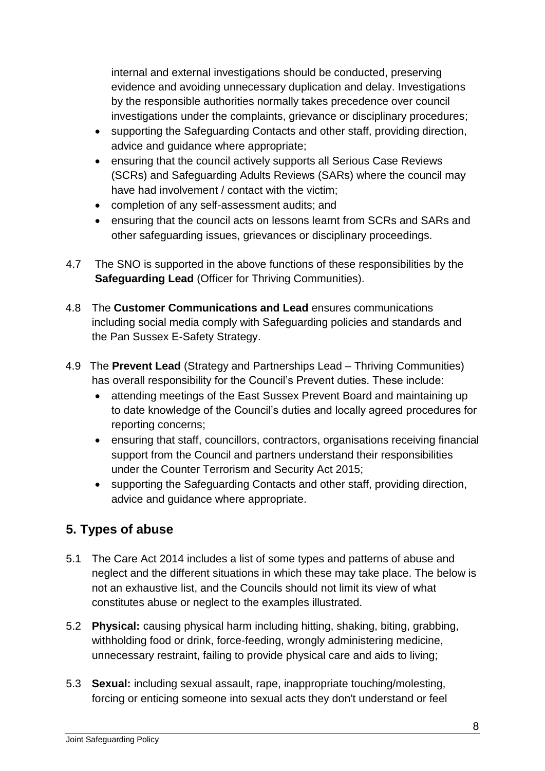internal and external investigations should be conducted, preserving evidence and avoiding unnecessary duplication and delay. Investigations by the responsible authorities normally takes precedence over council investigations under the complaints, grievance or disciplinary procedures;

- supporting the Safeguarding Contacts and other staff, providing direction, advice and guidance where appropriate;
- ensuring that the council actively supports all Serious Case Reviews (SCRs) and Safeguarding Adults Reviews (SARs) where the council may have had involvement / contact with the victim;
- completion of any self-assessment audits; and
- ensuring that the council acts on lessons learnt from SCRs and SARs and other safeguarding issues, grievances or disciplinary proceedings.

4.7 The SNO is supported in the above functions of these responsibilities by the **Safeguarding Lead** (Officer for Thriving Communities).

4.8 The **Customer Communications and Lead** ensures communications including social media comply with Safeguarding policies and standards and the Pan Sussex E-Safety Strategy.

4.9 The **Prevent Lead** (Strategy and Partnerships Lead – Thriving Communities) has overall responsibility for the Council's Prevent duties. These include:

- attending meetings of the East Sussex Prevent Board and maintaining up to date knowledge of the Council's duties and locally agreed procedures for reporting concerns;
- ensuring that staff, councillors, contractors, organisations receiving financial support from the Council and partners understand their responsibilities under the Counter Terrorism and Security Act 2015;
- supporting the Safeguarding Contacts and other staff, providing direction, advice and guidance where appropriate.

## 5. Types of abuse

5.1 The Care Act 2014 includes a list of some types and patterns of abuse and neglect and the different situations in which these may take place. The below is not an exhaustive list, and the Councils should not limit its view of what constitutes abuse or neglect to the examples illustrated.

5.2 **Physical:** causing physical harm including hitting, shaking, biting, grabbing, withholding food or drink, force-feeding, wrongly administering medicine, unnecessary restraint, failing to provide physical care and aids to living;

5.3 **Sexual:** including sexual assault, rape, inappropriate touching/molesting, forcing or enticing someone into sexual acts they don't understand or feel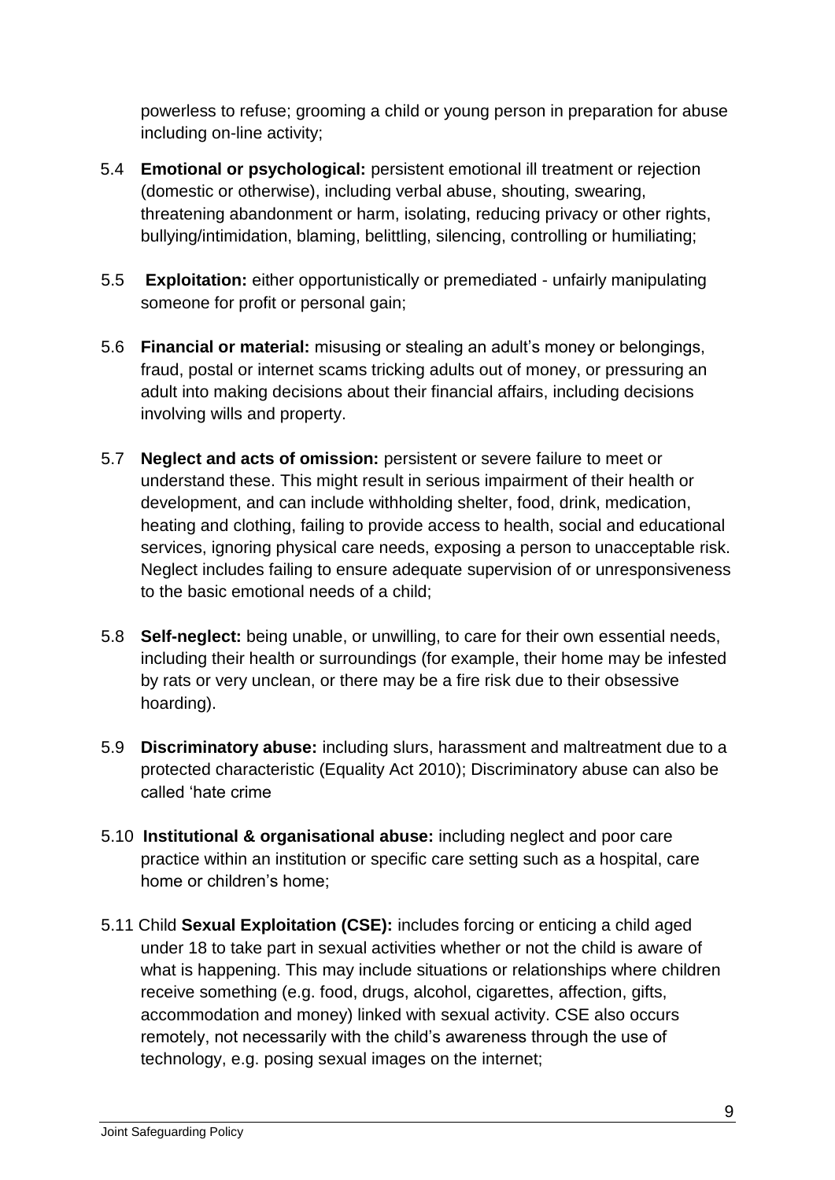powerless to refuse; grooming a child or young person in preparation for abuse including on-line activity;

5.4 **Emotional or psychological:** persistent emotional ill treatment or rejection (domestic or otherwise), including verbal abuse, shouting, swearing, threatening abandonment or harm, isolating, reducing privacy or other rights, bullying/intimidation, blaming, belittling, silencing, controlling or humiliating;

5.5 **Exploitation:** either opportunistically or premediated - unfairly manipulating someone for profit or personal gain;

5.6 **Financial or material:** misusing or stealing an adult's money or belongings, fraud, postal or internet scams tricking adults out of money, or pressuring an adult into making decisions about their financial affairs, including decisions involving wills and property.

5.7 **Neglect and acts of omission:** persistent or severe failure to meet or understand these. This might result in serious impairment of their health or development, and can include withholding shelter, food, drink, medication, heating and clothing, failing to provide access to health, social and educational services, ignoring physical care needs, exposing a person to unacceptable risk. Neglect includes failing to ensure adequate supervision of or unresponsiveness to the basic emotional needs of a child;

5.8 **Self-neglect:** being unable, or unwilling, to care for their own essential needs, including their health or surroundings (for example, their home may be infested by rats or very unclean, or there may be a fire risk due to their obsessive hoarding).

5.9 **Discriminatory abuse:** including slurs, harassment and maltreatment due to a protected characteristic (Equality Act 2010); Discriminatory abuse can also be called 'hate crime

5.10 **Institutional & organisational abuse:** including neglect and poor care practice within an institution or specific care setting such as a hospital, care home or children's home;

5.11 Child **Sexual Exploitation (CSE):** includes forcing or enticing a child aged under 18 to take part in sexual activities whether or not the child is aware of what is happening. This may include situations or relationships where children receive something (e.g. food, drugs, alcohol, cigarettes, affection, gifts, accommodation and money) linked with sexual activity. CSE also occurs remotely, not necessarily with the child's awareness through the use of technology, e.g. posing sexual images on the internet;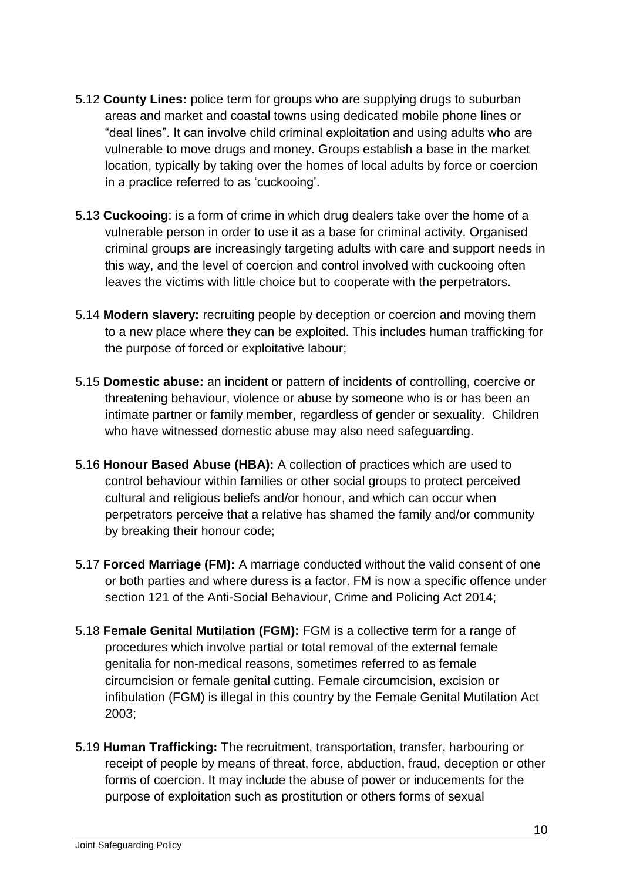5.12 **County Lines:** police term for groups who are supplying drugs to suburban areas and market and coastal towns using dedicated mobile phone lines or "deal lines". It can involve child criminal exploitation and using adults who are vulnerable to move drugs and money. Groups establish a base in the market location, typically by taking over the homes of local adults by force or coercion in a practice referred to as 'cuckooing'.

5.13 **Cuckooing**: is a form of crime in which drug dealers take over the home of a vulnerable person in order to use it as a base for criminal activity. Organised criminal groups are increasingly targeting adults with care and support needs in this way, and the level of coercion and control involved with cuckooing often leaves the victims with little choice but to cooperate with the perpetrators.

5.14 **Modern slavery:** recruiting people by deception or coercion and moving them to a new place where they can be exploited. This includes human trafficking for the purpose of forced or exploitative labour;

5.15 **Domestic abuse:** an incident or pattern of incidents of controlling, coercive or threatening behaviour, violence or abuse by someone who is or has been an intimate partner or family member, regardless of gender or sexuality. Children who have witnessed domestic abuse may also need safeguarding.

5.16 **Honour Based Abuse (HBA):** A collection of practices which are used to control behaviour within families or other social groups to protect perceived cultural and religious beliefs and/or honour, and which can occur when perpetrators perceive that a relative has shamed the family and/or community by breaking their honour code;

5.17 **Forced Marriage (FM):** A marriage conducted without the valid consent of one or both parties and where duress is a factor. FM is now a specific offence under section 121 of the Anti-Social Behaviour, Crime and Policing Act 2014;

5.18 **Female Genital Mutilation (FGM):** FGM is a collective term for a range of procedures which involve partial or total removal of the external female genitalia for non-medical reasons, sometimes referred to as female circumcision or female genital cutting. Female circumcision, excision or infibulation (FGM) is illegal in this country by the Female Genital Mutilation Act 2003;

5.19 **Human Trafficking:** The recruitment, transportation, transfer, harbouring or receipt of people by means of threat, force, abduction, fraud, deception or other forms of coercion. It may include the abuse of power or inducements for the purpose of exploitation such as prostitution or others forms of sexual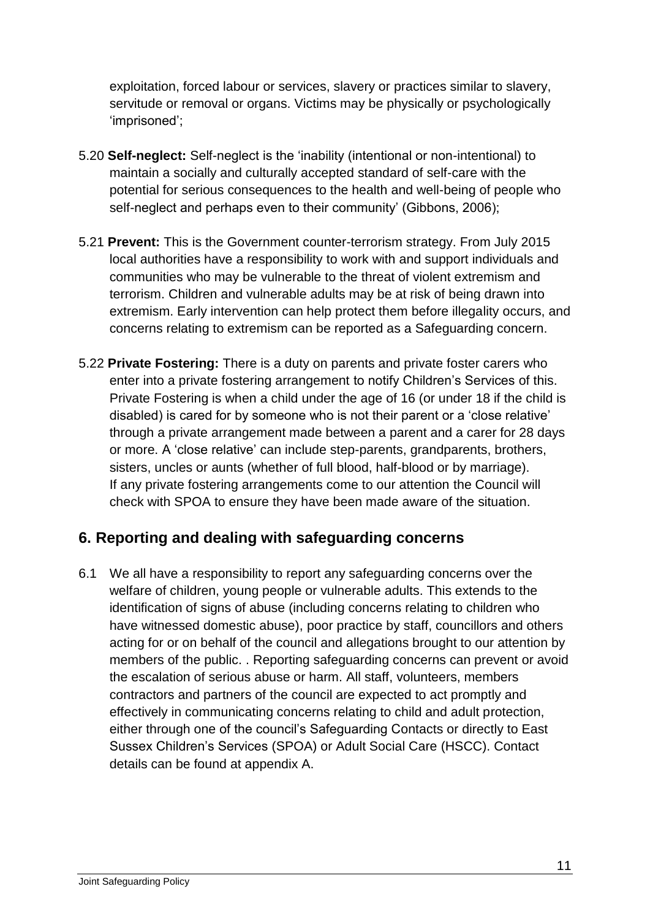exploitation, forced labour or services, slavery or practices similar to slavery, servitude or removal or organs. Victims may be physically or psychologically 'imprisoned';

5.20 **Self-neglect:** Self-neglect is the 'inability (intentional or non-intentional) to maintain a socially and culturally accepted standard of self-care with the potential for serious consequences to the health and well-being of people who self-neglect and perhaps even to their community' (Gibbons, 2006);

5.21 **Prevent:** This is the Government counter-terrorism strategy. From July 2015 local authorities have a responsibility to work with and support individuals and communities who may be vulnerable to the threat of violent extremism and terrorism. Children and vulnerable adults may be at risk of being drawn into extremism. Early intervention can help protect them before illegality occurs, and concerns relating to extremism can be reported as a Safeguarding concern.

5.22 **Private Fostering:** There is a duty on parents and private foster carers who enter into a private fostering arrangement to notify Children's Services of this. Private Fostering is when a child under the age of 16 (or under 18 if the child is disabled) is cared for by someone who is not their parent or a 'close relative' through a private arrangement made between a parent and a carer for 28 days or more. A 'close relative' can include step-parents, grandparents, brothers, sisters, uncles or aunts (whether of full blood, half-blood or by marriage). If any private fostering arrangements come to our attention the Council will check with SPOA to ensure they have been made aware of the situation.

## 6. Reporting and dealing with safeguarding concerns

6.1 We all have a responsibility to report any safeguarding concerns over the welfare of children, young people or vulnerable adults. This extends to the identification of signs of abuse (including concerns relating to children who have witnessed domestic abuse), poor practice by staff, councillors and others acting for or on behalf of the council and allegations brought to our attention by members of the public. . Reporting safeguarding concerns can prevent or avoid the escalation of serious abuse or harm. All staff, volunteers, members contractors and partners of the council are expected to act promptly and effectively in communicating concerns relating to child and adult protection, either through one of the council's Safeguarding Contacts or directly to East Sussex Children's Services (SPOA) or Adult Social Care (HSCC). Contact details can be found at appendix A.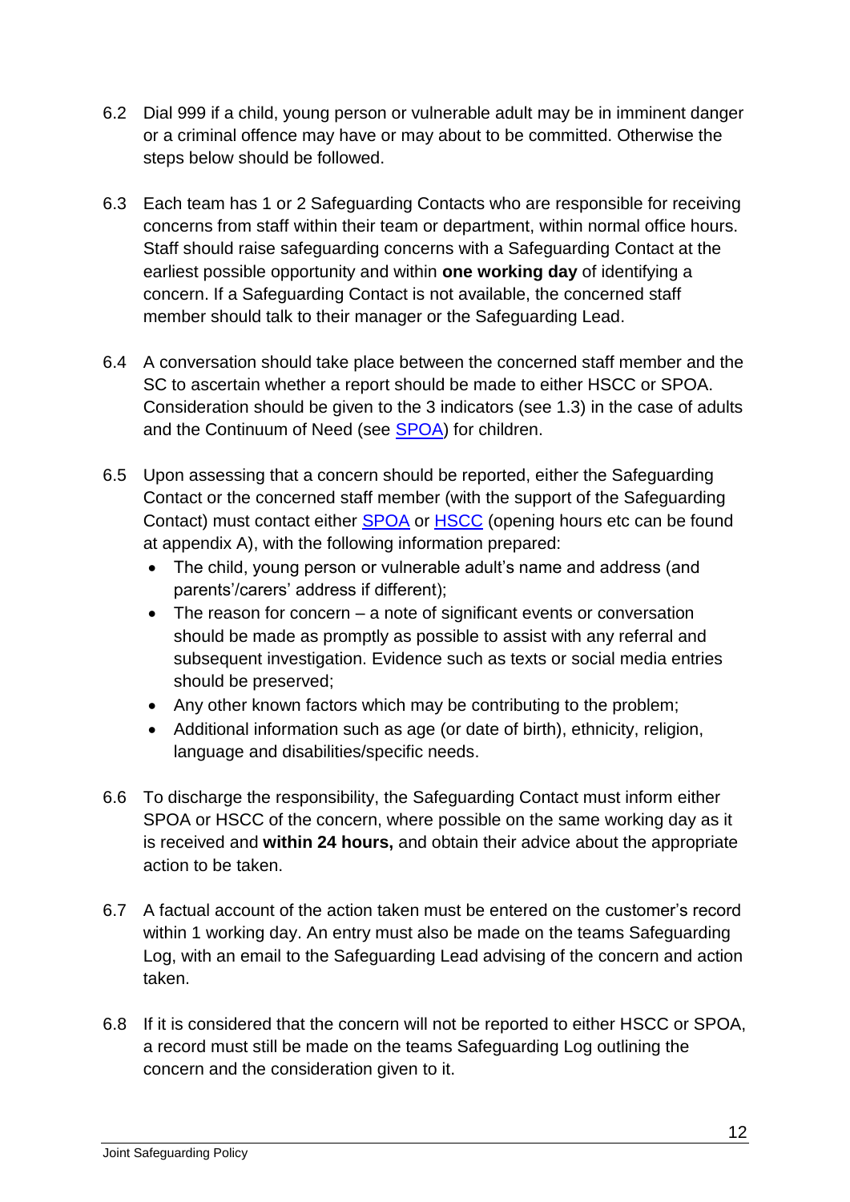6.2 Dial 999 if a child, young person or vulnerable adult may be in imminent danger or a criminal offence may have or may about to be committed. Otherwise the steps below should be followed.

6.3 Each team has 1 or 2 Safeguarding Contacts who are responsible for receiving concerns from staff within their team or department, within normal office hours. Staff should raise safeguarding concerns with a Safeguarding Contact at the earliest possible opportunity and within **one working day** of identifying a concern. If a Safeguarding Contact is not available, the concerned staff member should talk to their manager or the Safeguarding Lead.

6.4 A conversation should take place between the concerned staff member and the SC to ascertain whether a report should be made to either HSCC or SPOA. Consideration should be given to the 3 indicators (see 1.3) in the case of adults and the Continuum of Need (see SPOA) for children.

6.5 Upon assessing that a concern should be reported, either the Safeguarding Contact or the concerned staff member (with the support of the Safeguarding Contact) must contact either SPOA or HSCC (opening hours etc can be found at appendix A), with the following information prepared:

- The child, young person or vulnerable adult's name and address (and parents'/carers' address if different);
- The reason for concern – a note of significant events or conversation should be made as promptly as possible to assist with any referral and subsequent investigation. Evidence such as texts or social media entries should be preserved;
- Any other known factors which may be contributing to the problem;
- Additional information such as age (or date of birth), ethnicity, religion, language and disabilities/specific needs.

6.6 To discharge the responsibility, the Safeguarding Contact must inform either SPOA or HSCC of the concern, where possible on the same working day as it is received and **within 24 hours,** and obtain their advice about the appropriate action to be taken.

6.7 A factual account of the action taken must be entered on the customer's record within 1 working day. An entry must also be made on the teams Safeguarding Log, with an email to the Safeguarding Lead advising of the concern and action taken.

6.8 If it is considered that the concern will not be reported to either HSCC or SPOA, a record must still be made on the teams Safeguarding Log outlining the concern and the consideration given to it.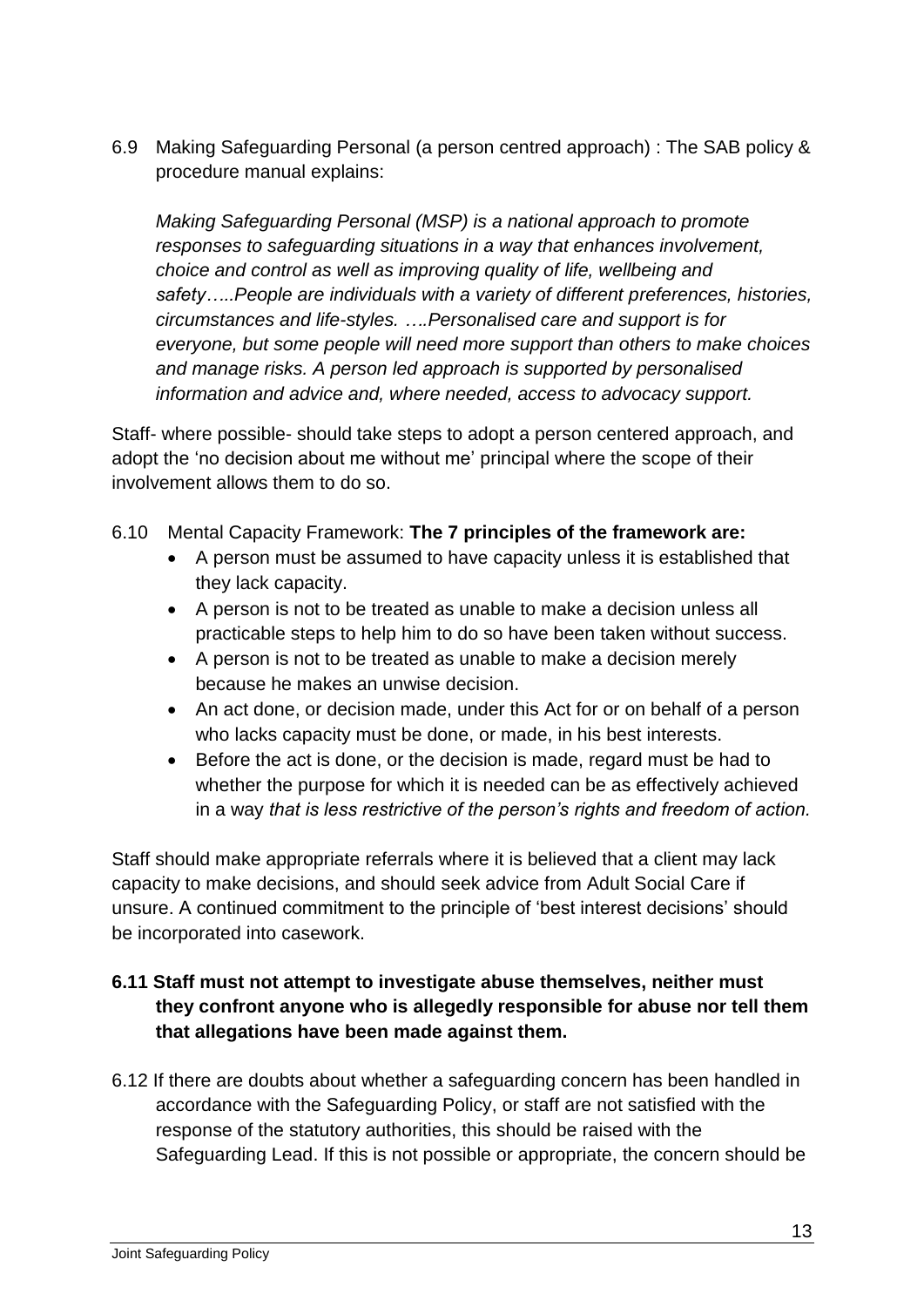6.9 Making Safeguarding Personal (a person centred approach) : The SAB policy & procedure manual explains:

*Making Safeguarding Personal (MSP) is a national approach to promote responses to safeguarding situations in a way that enhances involvement, choice and control as well as improving quality of life, wellbeing and safety…..People are individuals with a variety of different preferences, histories, circumstances and life-styles. ….Personalised care and support is for everyone, but some people will need more support than others to make choices and manage risks. A person led approach is supported by personalised information and advice and, where needed, access to advocacy support.*

Staff- where possible- should take steps to adopt a person centered approach, and adopt the 'no decision about me without me' principal where the scope of their involvement allows them to do so.

6.10 Mental Capacity Framework: **The 7 principles of the framework are:**

- A person must be assumed to have capacity unless it is established that they lack capacity.
- A person is not to be treated as unable to make a decision unless all practicable steps to help him to do so have been taken without success.
- A person is not to be treated as unable to make a decision merely because he makes an unwise decision.
- An act done, or decision made, under this Act for or on behalf of a person who lacks capacity must be done, or made, in his best interests.
- Before the act is done, or the decision is made, regard must be had to whether the purpose for which it is needed can be as effectively achieved in a way *that is less restrictive of the person's rights and freedom of action.*

Staff should make appropriate referrals where it is believed that a client may lack capacity to make decisions, and should seek advice from Adult Social Care if unsure. A continued commitment to the principle of 'best interest decisions' should be incorporated into casework.

**6.11 Staff must not attempt to investigate abuse themselves, neither must they confront anyone who is allegedly responsible for abuse nor tell them that allegations have been made against them.**

6.12 If there are doubts about whether a safeguarding concern has been handled in accordance with the Safeguarding Policy, or staff are not satisfied with the response of the statutory authorities, this should be raised with the Safeguarding Lead. If this is not possible or appropriate, the concern should be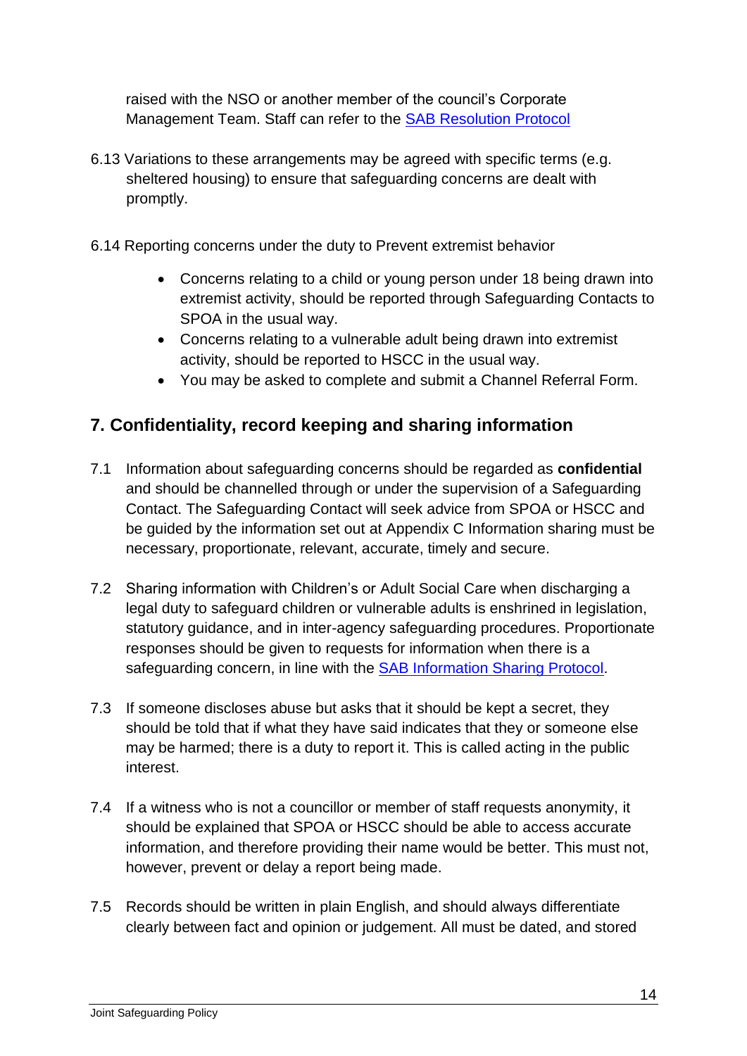raised with the NSO or another member of the council's Corporate Management Team. Staff can refer to the [SAB Resolution Protocol](#)

6.13 Variations to these arrangements may be agreed with specific terms (e.g. sheltered housing) to ensure that safeguarding concerns are dealt with promptly.

6.14 Reporting concerns under the duty to Prevent extremist behavior

- Concerns relating to a child or young person under 18 being drawn into extremist activity, should be reported through Safeguarding Contacts to SPOA in the usual way.
- Concerns relating to a vulnerable adult being drawn into extremist activity, should be reported to HSCC in the usual way.
- You may be asked to complete and submit a Channel Referral Form.

## 7. Confidentiality, record keeping and sharing information

7.1 Information about safeguarding concerns should be regarded as **confidential** and should be channelled through or under the supervision of a Safeguarding Contact. The Safeguarding Contact will seek advice from SPOA or HSCC and be guided by the information set out at Appendix C Information sharing must be necessary, proportionate, relevant, accurate, timely and secure.

7.2 Sharing information with Children's or Adult Social Care when discharging a legal duty to safeguard children or vulnerable adults is enshrined in legislation, statutory guidance, and in inter-agency safeguarding procedures. Proportionate responses should be given to requests for information when there is a safeguarding concern, in line with the [SAB Information Sharing Protocol](#).

7.3 If someone discloses abuse but asks that it should be kept a secret, they should be told that if what they have said indicates that they or someone else may be harmed; there is a duty to report it. This is called acting in the public interest.

7.4 If a witness who is not a councillor or member of staff requests anonymity, it should be explained that SPOA or HSCC should be able to access accurate information, and therefore providing their name would be better. This must not, however, prevent or delay a report being made.

7.5 Records should be written in plain English, and should always differentiate clearly between fact and opinion or judgement. All must be dated, and stored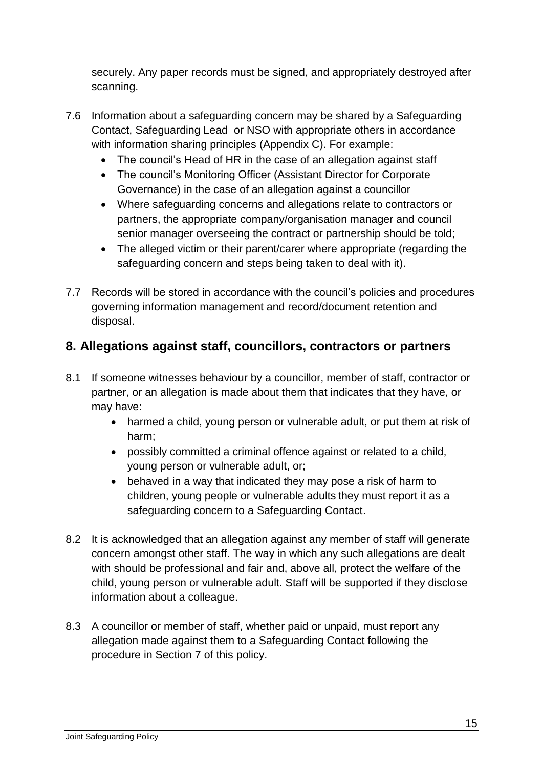securely. Any paper records must be signed, and appropriately destroyed after scanning.

7.6 Information about a safeguarding concern may be shared by a Safeguarding Contact, Safeguarding Lead or NSO with appropriate others in accordance with information sharing principles (Appendix C). For example:

- The council's Head of HR in the case of an allegation against staff
- The council's Monitoring Officer (Assistant Director for Corporate Governance) in the case of an allegation against a councillor
- Where safeguarding concerns and allegations relate to contractors or partners, the appropriate company/organisation manager and council senior manager overseeing the contract or partnership should be told;
- The alleged victim or their parent/carer where appropriate (regarding the safeguarding concern and steps being taken to deal with it).

7.7 Records will be stored in accordance with the council's policies and procedures governing information management and record/document retention and disposal.

## 8. Allegations against staff, councillors, contractors or partners

8.1 If someone witnesses behaviour by a councillor, member of staff, contractor or partner, or an allegation is made about them that indicates that they have, or may have:

- harmed a child, young person or vulnerable adult, or put them at risk of harm;
- possibly committed a criminal offence against or related to a child, young person or vulnerable adult, or;
- behaved in a way that indicated they may pose a risk of harm to children, young people or vulnerable adults they must report it as a safeguarding concern to a Safeguarding Contact.

8.2 It is acknowledged that an allegation against any member of staff will generate concern amongst other staff. The way in which any such allegations are dealt with should be professional and fair and, above all, protect the welfare of the child, young person or vulnerable adult. Staff will be supported if they disclose information about a colleague.

8.3 A councillor or member of staff, whether paid or unpaid, must report any allegation made against them to a Safeguarding Contact following the procedure in Section 7 of this policy.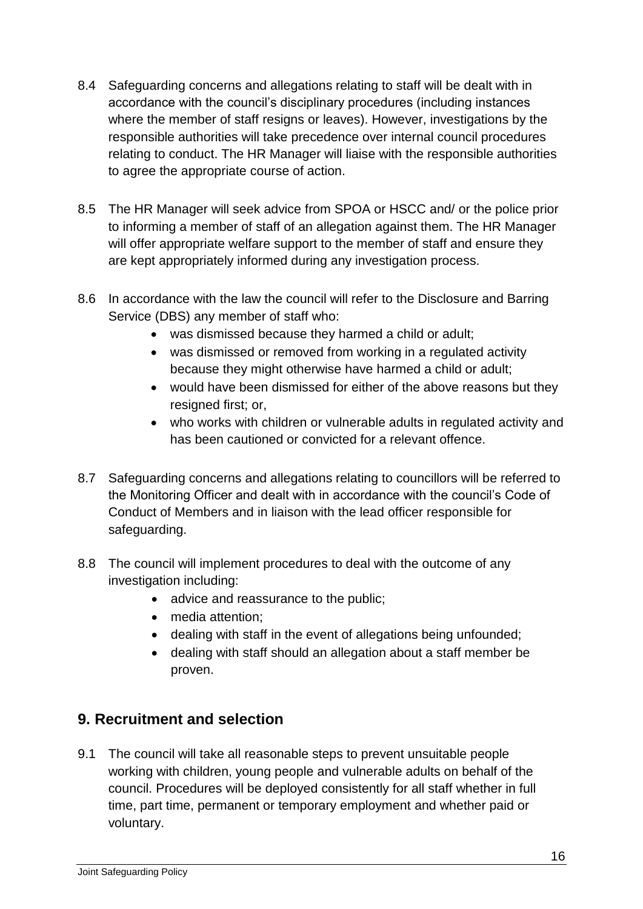8.4 Safeguarding concerns and allegations relating to staff will be dealt with in accordance with the council's disciplinary procedures (including instances where the member of staff resigns or leaves). However, investigations by the responsible authorities will take precedence over internal council procedures relating to conduct. The HR Manager will liaise with the responsible authorities to agree the appropriate course of action.

8.5 The HR Manager will seek advice from SPOA or HSCC and/ or the police prior to informing a member of staff of an allegation against them. The HR Manager will offer appropriate welfare support to the member of staff and ensure they are kept appropriately informed during any investigation process.

8.6 In accordance with the law the council will refer to the Disclosure and Barring Service (DBS) any member of staff who:

- was dismissed because they harmed a child or adult;
- was dismissed or removed from working in a regulated activity because they might otherwise have harmed a child or adult;
- would have been dismissed for either of the above reasons but they resigned first; or,
- who works with children or vulnerable adults in regulated activity and has been cautioned or convicted for a relevant offence.

8.7 Safeguarding concerns and allegations relating to councillors will be referred to the Monitoring Officer and dealt with in accordance with the council's Code of Conduct of Members and in liaison with the lead officer responsible for safeguarding.

8.8 The council will implement procedures to deal with the outcome of any investigation including:

- advice and reassurance to the public;
- media attention;
- dealing with staff in the event of allegations being unfounded;
- dealing with staff should an allegation about a staff member be proven.

## 9. Recruitment and selection

9.1 The council will take all reasonable steps to prevent unsuitable people working with children, young people and vulnerable adults on behalf of the council. Procedures will be deployed consistently for all staff whether in full time, part time, permanent or temporary employment and whether paid or voluntary.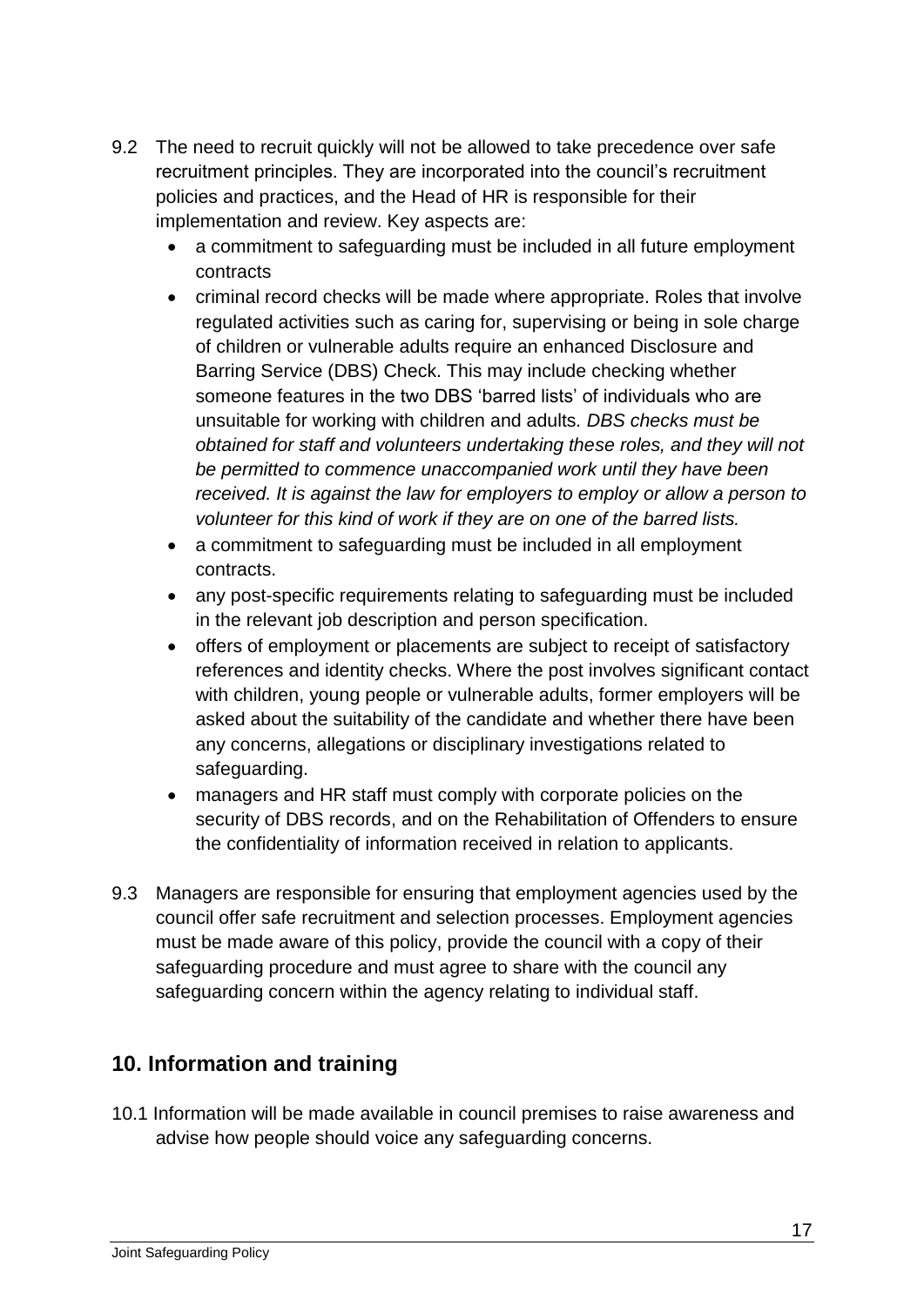9.2 The need to recruit quickly will not be allowed to take precedence over safe recruitment principles. They are incorporated into the council's recruitment policies and practices, and the Head of HR is responsible for their implementation and review. Key aspects are:

- a commitment to safeguarding must be included in all future employment contracts
- criminal record checks will be made where appropriate. Roles that involve regulated activities such as caring for, supervising or being in sole charge of children or vulnerable adults require an enhanced Disclosure and Barring Service (DBS) Check. This may include checking whether someone features in the two DBS 'barred lists' of individuals who are unsuitable for working with children and adults. *DBS checks must be obtained for staff and volunteers undertaking these roles, and they will not be permitted to commence unaccompanied work until they have been received. It is against the law for employers to employ or allow a person to volunteer for this kind of work if they are on one of the barred lists.*
- a commitment to safeguarding must be included in all employment contracts.
- any post-specific requirements relating to safeguarding must be included in the relevant job description and person specification.
- offers of employment or placements are subject to receipt of satisfactory references and identity checks. Where the post involves significant contact with children, young people or vulnerable adults, former employers will be asked about the suitability of the candidate and whether there have been any concerns, allegations or disciplinary investigations related to safeguarding.
- managers and HR staff must comply with corporate policies on the security of DBS records, and on the Rehabilitation of Offenders to ensure the confidentiality of information received in relation to applicants.

9.3 Managers are responsible for ensuring that employment agencies used by the council offer safe recruitment and selection processes. Employment agencies must be made aware of this policy, provide the council with a copy of their safeguarding procedure and must agree to share with the council any safeguarding concern within the agency relating to individual staff.

## 10. Information and training

10.1 Information will be made available in council premises to raise awareness and advise how people should voice any safeguarding concerns.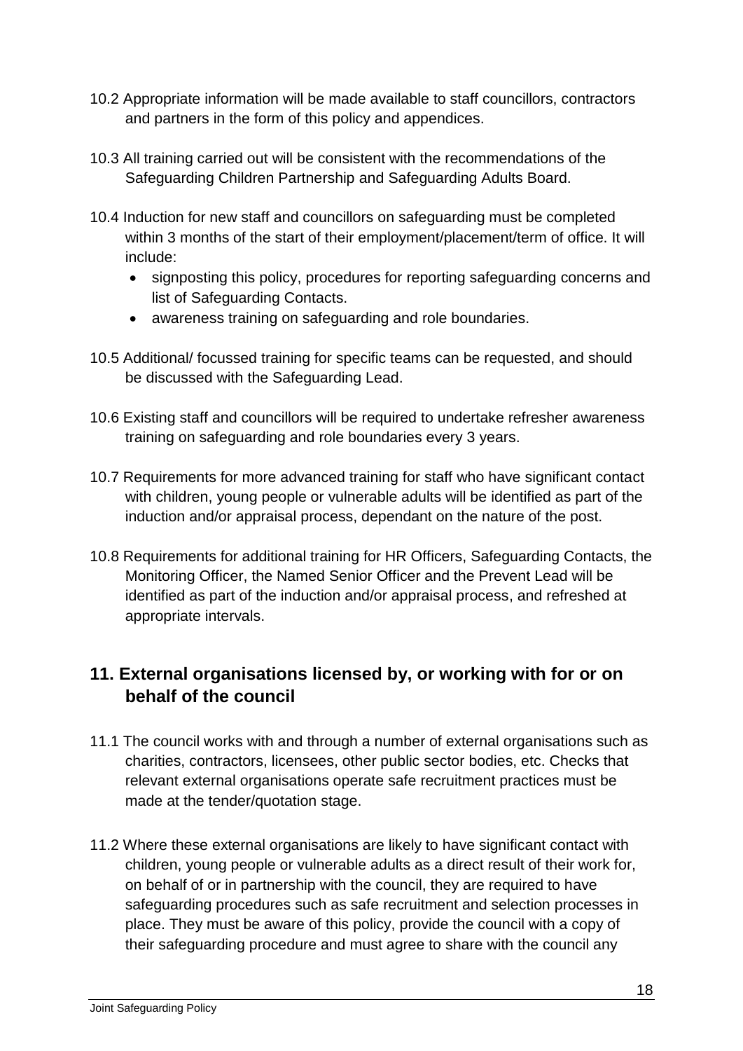10.2 Appropriate information will be made available to staff councillors, contractors and partners in the form of this policy and appendices.

10.3 All training carried out will be consistent with the recommendations of the Safeguarding Children Partnership and Safeguarding Adults Board.

10.4 Induction for new staff and councillors on safeguarding must be completed within 3 months of the start of their employment/placement/term of office. It will include:

- signposting this policy, procedures for reporting safeguarding concerns and list of Safeguarding Contacts.
- awareness training on safeguarding and role boundaries.

10.5 Additional/ focussed training for specific teams can be requested, and should be discussed with the Safeguarding Lead.

10.6 Existing staff and councillors will be required to undertake refresher awareness training on safeguarding and role boundaries every 3 years.

10.7 Requirements for more advanced training for staff who have significant contact with children, young people or vulnerable adults will be identified as part of the induction and/or appraisal process, dependant on the nature of the post.

10.8 Requirements for additional training for HR Officers, Safeguarding Contacts, the Monitoring Officer, the Named Senior Officer and the Prevent Lead will be identified as part of the induction and/or appraisal process, and refreshed at appropriate intervals.

## 11. External organisations licensed by, or working with for or on behalf of the council

11.1 The council works with and through a number of external organisations such as charities, contractors, licensees, other public sector bodies, etc. Checks that relevant external organisations operate safe recruitment practices must be made at the tender/quotation stage.

11.2 Where these external organisations are likely to have significant contact with children, young people or vulnerable adults as a direct result of their work for, on behalf of or in partnership with the council, they are required to have safeguarding procedures such as safe recruitment and selection processes in place. They must be aware of this policy, provide the council with a copy of their safeguarding procedure and must agree to share with the council any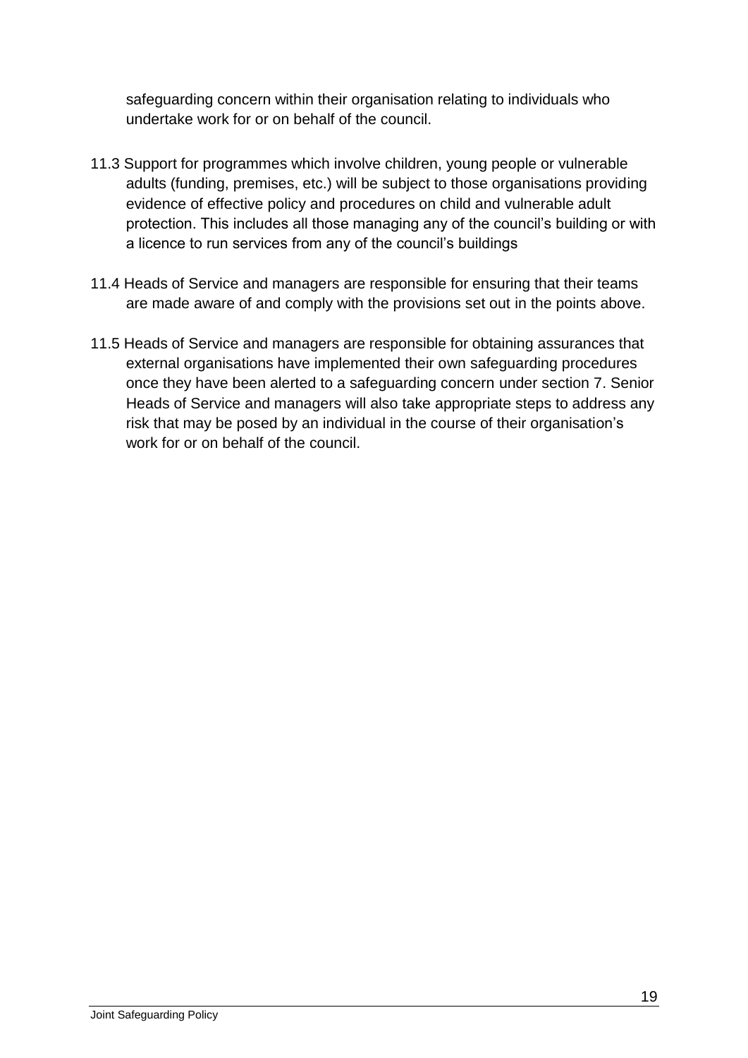safeguarding concern within their organisation relating to individuals who undertake work for or on behalf of the council.

11.3 Support for programmes which involve children, young people or vulnerable adults (funding, premises, etc.) will be subject to those organisations providing evidence of effective policy and procedures on child and vulnerable adult protection. This includes all those managing any of the council's building or with a licence to run services from any of the council's buildings

11.4 Heads of Service and managers are responsible for ensuring that their teams are made aware of and comply with the provisions set out in the points above.

11.5 Heads of Service and managers are responsible for obtaining assurances that external organisations have implemented their own safeguarding procedures once they have been alerted to a safeguarding concern under section 7. Senior Heads of Service and managers will also take appropriate steps to address any risk that may be posed by an individual in the course of their organisation's work for or on behalf of the council.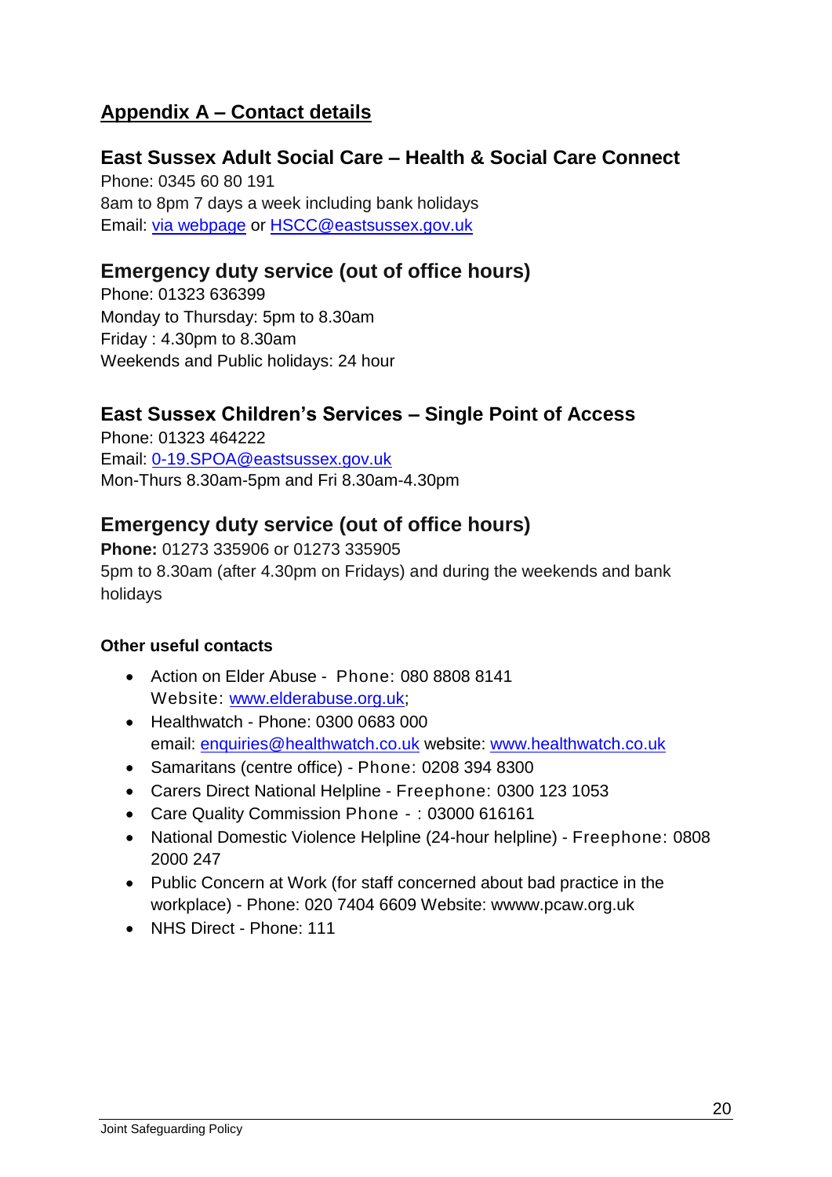## Appendix A – Contact details

### East Sussex Adult Social Care – Health & Social Care Connect

Phone: 0345 60 80 191
8am to 8pm 7 days a week including bank holidays
Email: via webpage or HSCC@eastsussex.gov.uk

### Emergency duty service (out of office hours)

Phone: 01323 636399
Monday to Thursday: 5pm to 8.30am
Friday : 4.30pm to 8.30am
Weekends and Public holidays: 24 hour

### East Sussex Children's Services – Single Point of Access

Phone: 01323 464222
Email: 0-19.SPOA@eastsussex.gov.uk
Mon-Thurs 8.30am-5pm and Fri 8.30am-4.30pm

### Emergency duty service (out of office hours)

**Phone:** 01273 335906 or 01273 335905
5pm to 8.30am (after 4.30pm on Fridays) and during the weekends and bank holidays

**Other useful contacts**

- Action on Elder Abuse - Phone: 080 8808 8141
  Website: www.elderabuse.org.uk;
- Healthwatch - Phone: 0300 0683 000
  email: enquiries@healthwatch.co.uk website: www.healthwatch.co.uk
- Samaritans (centre office) - Phone: 0208 394 8300
- Carers Direct National Helpline - Freephone: 0300 123 1053
- Care Quality Commission Phone - : 03000 616161
- National Domestic Violence Helpline (24-hour helpline) - Freephone: 0808 2000 247
- Public Concern at Work (for staff concerned about bad practice in the workplace) - Phone: 020 7404 6609 Website: wwww.pcaw.org.uk
- NHS Direct - Phone: 111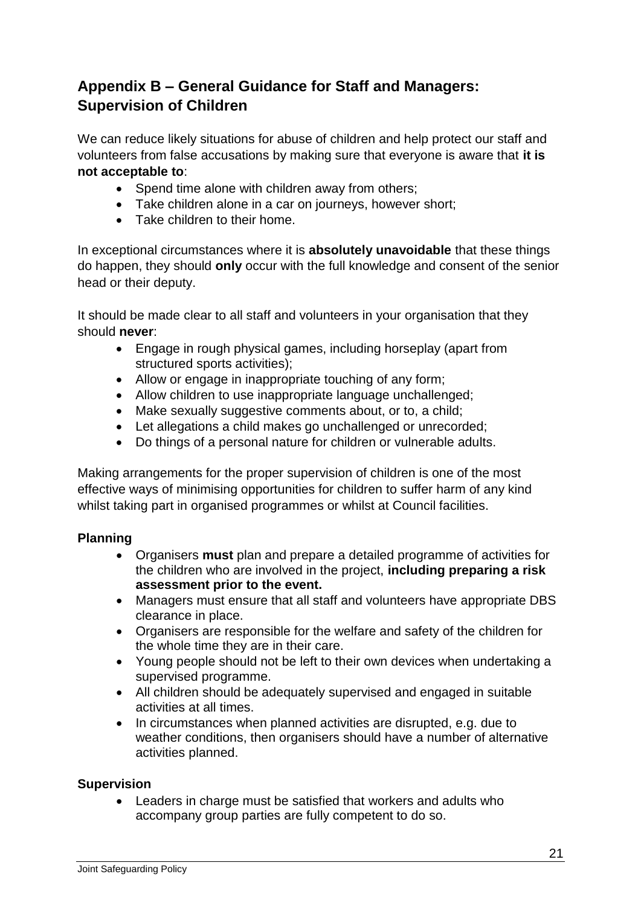## Appendix B – General Guidance for Staff and Managers: Supervision of Children

We can reduce likely situations for abuse of children and help protect our staff and volunteers from false accusations by making sure that everyone is aware that **it is not acceptable to**:

- Spend time alone with children away from others;
- Take children alone in a car on journeys, however short;
- Take children to their home.

In exceptional circumstances where it is **absolutely unavoidable** that these things do happen, they should **only** occur with the full knowledge and consent of the senior head or their deputy.

It should be made clear to all staff and volunteers in your organisation that they should **never**:

- Engage in rough physical games, including horseplay (apart from structured sports activities);
- Allow or engage in inappropriate touching of any form;
- Allow children to use inappropriate language unchallenged;
- Make sexually suggestive comments about, or to, a child;
- Let allegations a child makes go unchallenged or unrecorded;
- Do things of a personal nature for children or vulnerable adults.

Making arrangements for the proper supervision of children is one of the most effective ways of minimising opportunities for children to suffer harm of any kind whilst taking part in organised programmes or whilst at Council facilities.

**Planning**

- Organisers **must** plan and prepare a detailed programme of activities for the children who are involved in the project, **including preparing a risk assessment prior to the event.**
- Managers must ensure that all staff and volunteers have appropriate DBS clearance in place.
- Organisers are responsible for the welfare and safety of the children for the whole time they are in their care.
- Young people should not be left to their own devices when undertaking a supervised programme.
- All children should be adequately supervised and engaged in suitable activities at all times.
- In circumstances when planned activities are disrupted, e.g. due to weather conditions, then organisers should have a number of alternative activities planned.

**Supervision**

- Leaders in charge must be satisfied that workers and adults who accompany group parties are fully competent to do so.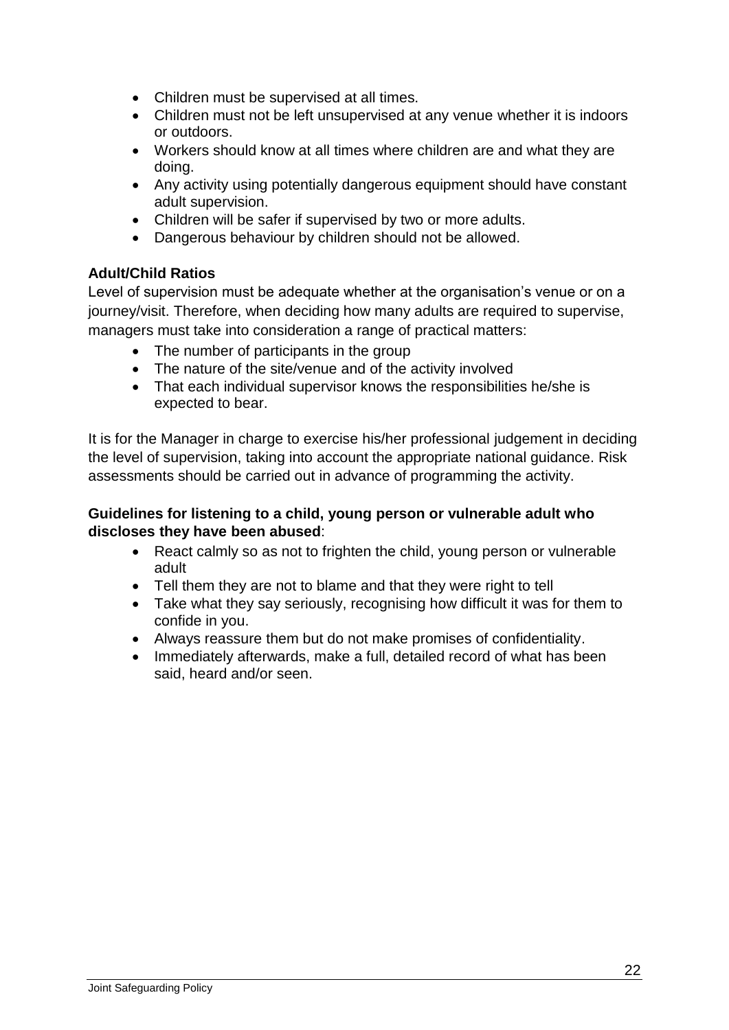- Children must be supervised at all times.
- Children must not be left unsupervised at any venue whether it is indoors or outdoors.
- Workers should know at all times where children are and what they are doing.
- Any activity using potentially dangerous equipment should have constant adult supervision.
- Children will be safer if supervised by two or more adults.
- Dangerous behaviour by children should not be allowed.

**Adult/Child Ratios**

Level of supervision must be adequate whether at the organisation's venue or on a journey/visit. Therefore, when deciding how many adults are required to supervise, managers must take into consideration a range of practical matters:

- The number of participants in the group
- The nature of the site/venue and of the activity involved
- That each individual supervisor knows the responsibilities he/she is expected to bear.

It is for the Manager in charge to exercise his/her professional judgement in deciding the level of supervision, taking into account the appropriate national guidance. Risk assessments should be carried out in advance of programming the activity.

**Guidelines for listening to a child, young person or vulnerable adult who discloses they have been abused**:

- React calmly so as not to frighten the child, young person or vulnerable adult
- Tell them they are not to blame and that they were right to tell
- Take what they say seriously, recognising how difficult it was for them to confide in you.
- Always reassure them but do not make promises of confidentiality.
- Immediately afterwards, make a full, detailed record of what has been said, heard and/or seen.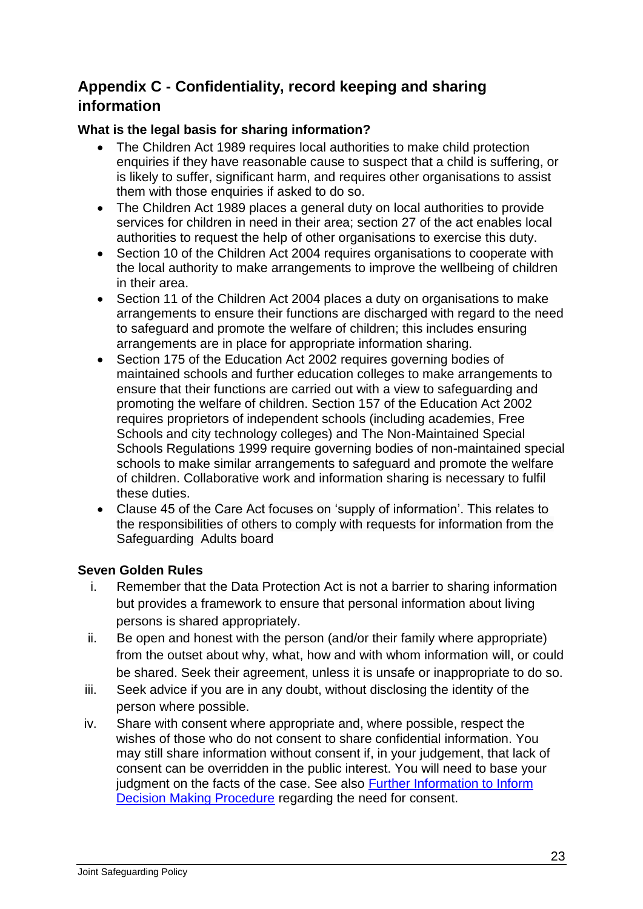## Appendix C - Confidentiality, record keeping and sharing information

**What is the legal basis for sharing information?**

- The Children Act 1989 requires local authorities to make child protection enquiries if they have reasonable cause to suspect that a child is suffering, or is likely to suffer, significant harm, and requires other organisations to assist them with those enquiries if asked to do so.
- The Children Act 1989 places a general duty on local authorities to provide services for children in need in their area; section 27 of the act enables local authorities to request the help of other organisations to exercise this duty.
- Section 10 of the Children Act 2004 requires organisations to cooperate with the local authority to make arrangements to improve the wellbeing of children in their area.
- Section 11 of the Children Act 2004 places a duty on organisations to make arrangements to ensure their functions are discharged with regard to the need to safeguard and promote the welfare of children; this includes ensuring arrangements are in place for appropriate information sharing.
- Section 175 of the Education Act 2002 requires governing bodies of maintained schools and further education colleges to make arrangements to ensure that their functions are carried out with a view to safeguarding and promoting the welfare of children. Section 157 of the Education Act 2002 requires proprietors of independent schools (including academies, Free Schools and city technology colleges) and The Non-Maintained Special Schools Regulations 1999 require governing bodies of non-maintained special schools to make similar arrangements to safeguard and promote the welfare of children. Collaborative work and information sharing is necessary to fulfil these duties.
- Clause 45 of the Care Act focuses on 'supply of information'. This relates to the responsibilities of others to comply with requests for information from the Safeguarding Adults board

**Seven Golden Rules**

i. Remember that the Data Protection Act is not a barrier to sharing information but provides a framework to ensure that personal information about living persons is shared appropriately.

ii. Be open and honest with the person (and/or their family where appropriate) from the outset about why, what, how and with whom information will, or could be shared. Seek their agreement, unless it is unsafe or inappropriate to do so.

iii. Seek advice if you are in any doubt, without disclosing the identity of the person where possible.

iv. Share with consent where appropriate and, where possible, respect the wishes of those who do not consent to share confidential information. You may still share information without consent if, in your judgement, that lack of consent can be overridden in the public interest. You will need to base your judgment on the facts of the case. See also [Further Information to Inform Decision Making Procedure] regarding the need for consent.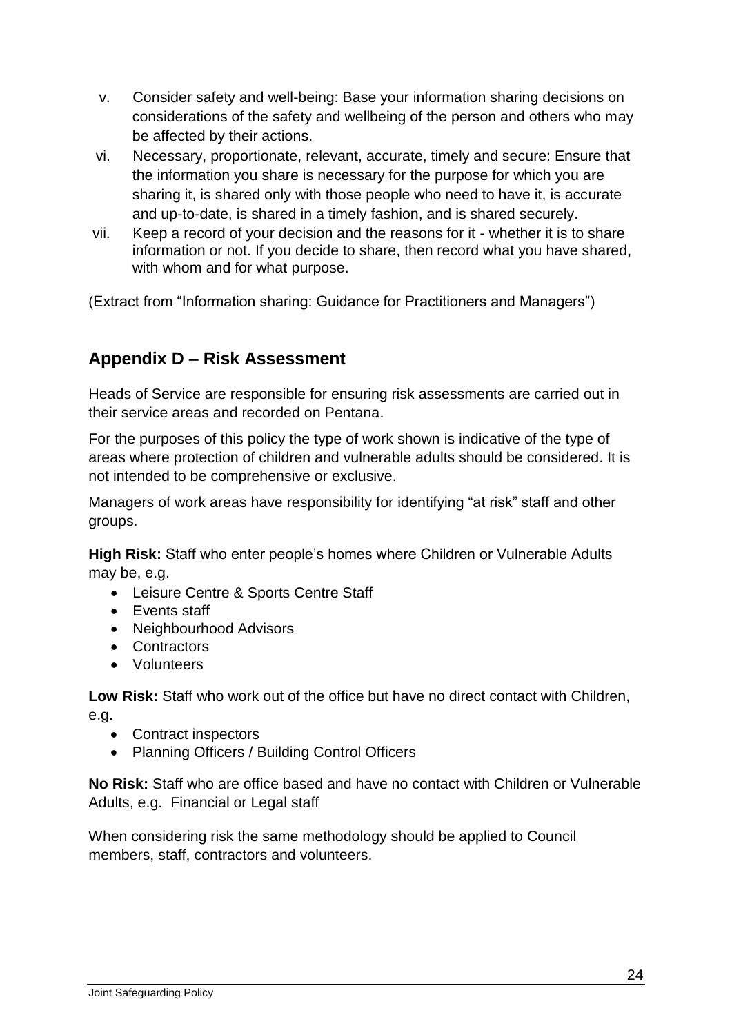v. Consider safety and well-being: Base your information sharing decisions on considerations of the safety and wellbeing of the person and others who may be affected by their actions.
vi. Necessary, proportionate, relevant, accurate, timely and secure: Ensure that the information you share is necessary for the purpose for which you are sharing it, is shared only with those people who need to have it, is accurate and up-to-date, is shared in a timely fashion, and is shared securely.
vii. Keep a record of your decision and the reasons for it - whether it is to share information or not. If you decide to share, then record what you have shared, with whom and for what purpose.

(Extract from "Information sharing: Guidance for Practitioners and Managers")

## Appendix D – Risk Assessment

Heads of Service are responsible for ensuring risk assessments are carried out in their service areas and recorded on Pentana.

For the purposes of this policy the type of work shown is indicative of the type of areas where protection of children and vulnerable adults should be considered. It is not intended to be comprehensive or exclusive.

Managers of work areas have responsibility for identifying "at risk" staff and other groups.

**High Risk:** Staff who enter people's homes where Children or Vulnerable Adults may be, e.g.

- Leisure Centre & Sports Centre Staff
- Events staff
- Neighbourhood Advisors
- Contractors
- Volunteers

**Low Risk:** Staff who work out of the office but have no direct contact with Children, e.g.

- Contract inspectors
- Planning Officers / Building Control Officers

**No Risk:** Staff who are office based and have no contact with Children or Vulnerable Adults, e.g. Financial or Legal staff

When considering risk the same methodology should be applied to Council members, staff, contractors and volunteers.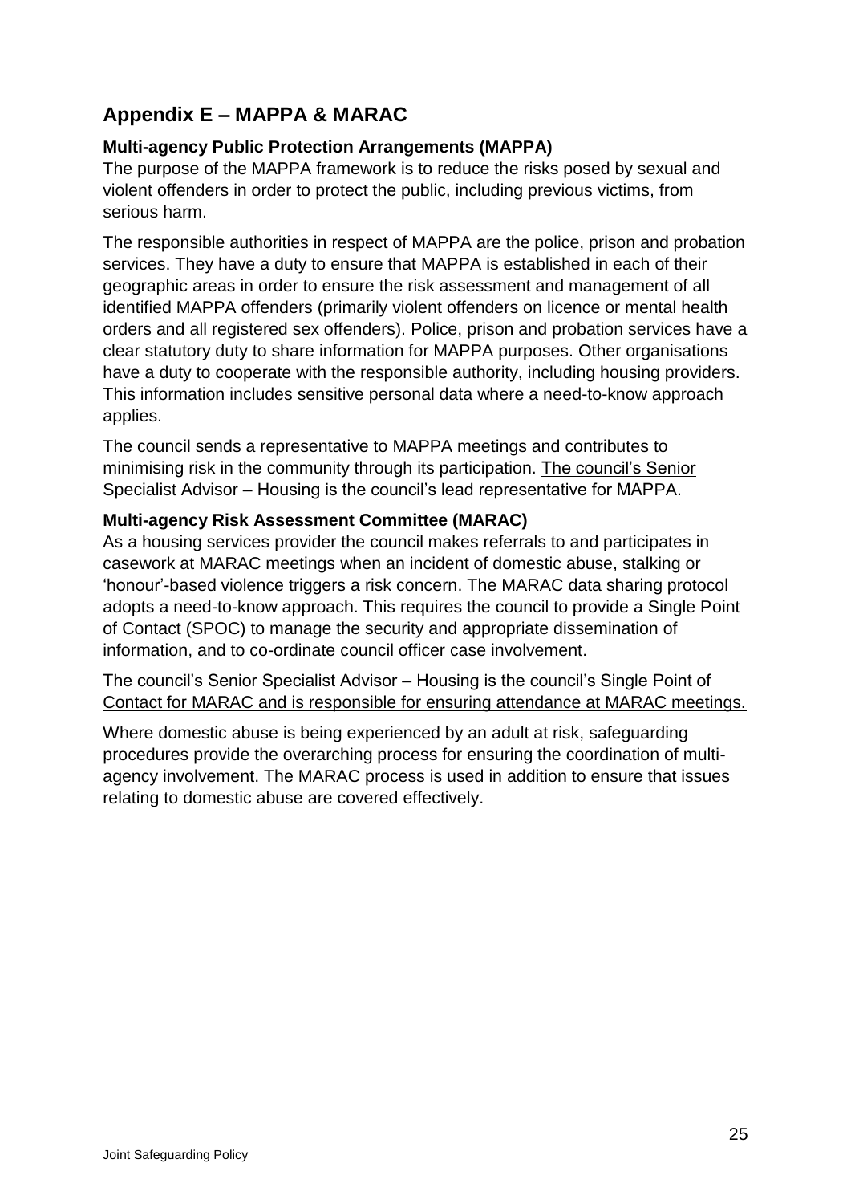## Appendix E – MAPPA & MARAC

### Multi-agency Public Protection Arrangements (MAPPA)

The purpose of the MAPPA framework is to reduce the risks posed by sexual and violent offenders in order to protect the public, including previous victims, from serious harm.

The responsible authorities in respect of MAPPA are the police, prison and probation services. They have a duty to ensure that MAPPA is established in each of their geographic areas in order to ensure the risk assessment and management of all identified MAPPA offenders (primarily violent offenders on licence or mental health orders and all registered sex offenders). Police, prison and probation services have a clear statutory duty to share information for MAPPA purposes. Other organisations have a duty to cooperate with the responsible authority, including housing providers. This information includes sensitive personal data where a need-to-know approach applies.

The council sends a representative to MAPPA meetings and contributes to minimising risk in the community through its participation. <u>The council's Senior Specialist Advisor – Housing is the council's lead representative for MAPPA.</u>

### Multi-agency Risk Assessment Committee (MARAC)

As a housing services provider the council makes referrals to and participates in casework at MARAC meetings when an incident of domestic abuse, stalking or 'honour'-based violence triggers a risk concern. The MARAC data sharing protocol adopts a need-to-know approach. This requires the council to provide a Single Point of Contact (SPOC) to manage the security and appropriate dissemination of information, and to co-ordinate council officer case involvement.

<u>The council's Senior Specialist Advisor – Housing is the council's Single Point of Contact for MARAC and is responsible for ensuring attendance at MARAC meetings.</u>

Where domestic abuse is being experienced by an adult at risk, safeguarding procedures provide the overarching process for ensuring the coordination of multi-agency involvement. The MARAC process is used in addition to ensure that issues relating to domestic abuse are covered effectively.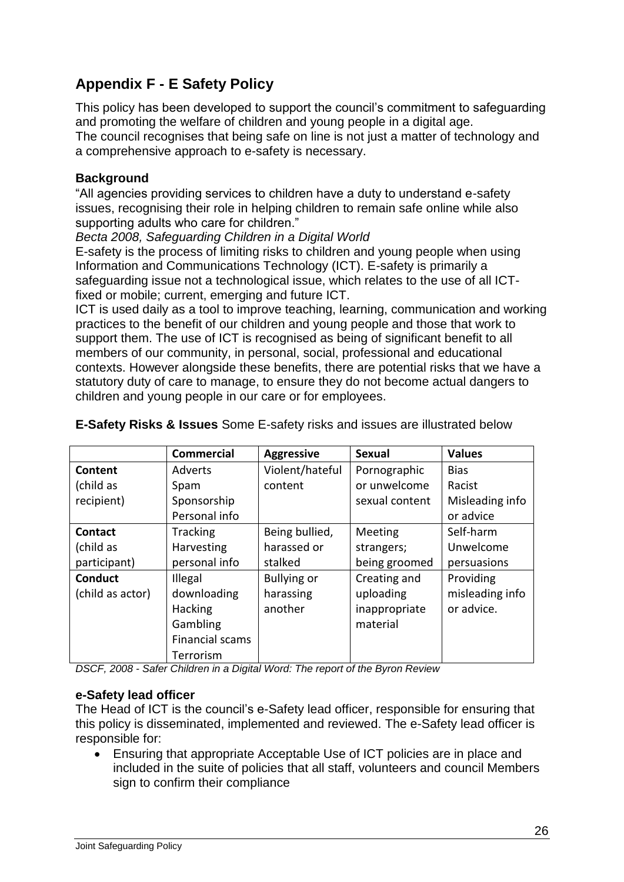## Appendix F - E Safety Policy

This policy has been developed to support the council's commitment to safeguarding and promoting the welfare of children and young people in a digital age.
The council recognises that being safe on line is not just a matter of technology and a comprehensive approach to e-safety is necessary.

### Background

"All agencies providing services to children have a duty to understand e-safety issues, recognising their role in helping children to remain safe online while also supporting adults who care for children."

*Becta 2008, Safeguarding Children in a Digital World*

E-safety is the process of limiting risks to children and young people when using Information and Communications Technology (ICT). E-safety is primarily a safeguarding issue not a technological issue, which relates to the use of all ICT-fixed or mobile; current, emerging and future ICT.

ICT is used daily as a tool to improve teaching, learning, communication and working practices to the benefit of our children and young people and those that work to support them. The use of ICT is recognised as being of significant benefit to all members of our community, in personal, social, professional and educational contexts. However alongside these benefits, there are potential risks that we have a statutory duty of care to manage, to ensure they do not become actual dangers to children and young people in our care or for employees.

**E-Safety Risks & Issues** Some E-safety risks and issues are illustrated below

| | Commercial | Aggressive | Sexual | Values |
|---|---|---|---|---|
| **Content** (child as recipient) | Adverts<br>Spam<br>Sponsorship<br>Personal info | Violent/hateful content | Pornographic or unwelcome sexual content | Bias<br>Racist<br>Misleading info or advice |
| **Contact** (child as participant) | Tracking<br>Harvesting personal info | Being bullied, harassed or stalked | Meeting strangers; being groomed | Self-harm<br>Unwelcome persuasions |
| **Conduct** (child as actor) | Illegal downloading<br>Hacking<br>Gambling<br>Financial scams<br>Terrorism | Bullying or harassing another | Creating and uploading inappropriate material | Providing misleading info or advice. |

*DSCF, 2008 - Safer Children in a Digital Word: The report of the Byron Review*

### e-Safety lead officer

The Head of ICT is the council's e-Safety lead officer, responsible for ensuring that this policy is disseminated, implemented and reviewed. The e-Safety lead officer is responsible for:

- Ensuring that appropriate Acceptable Use of ICT policies are in place and included in the suite of policies that all staff, volunteers and council Members sign to confirm their compliance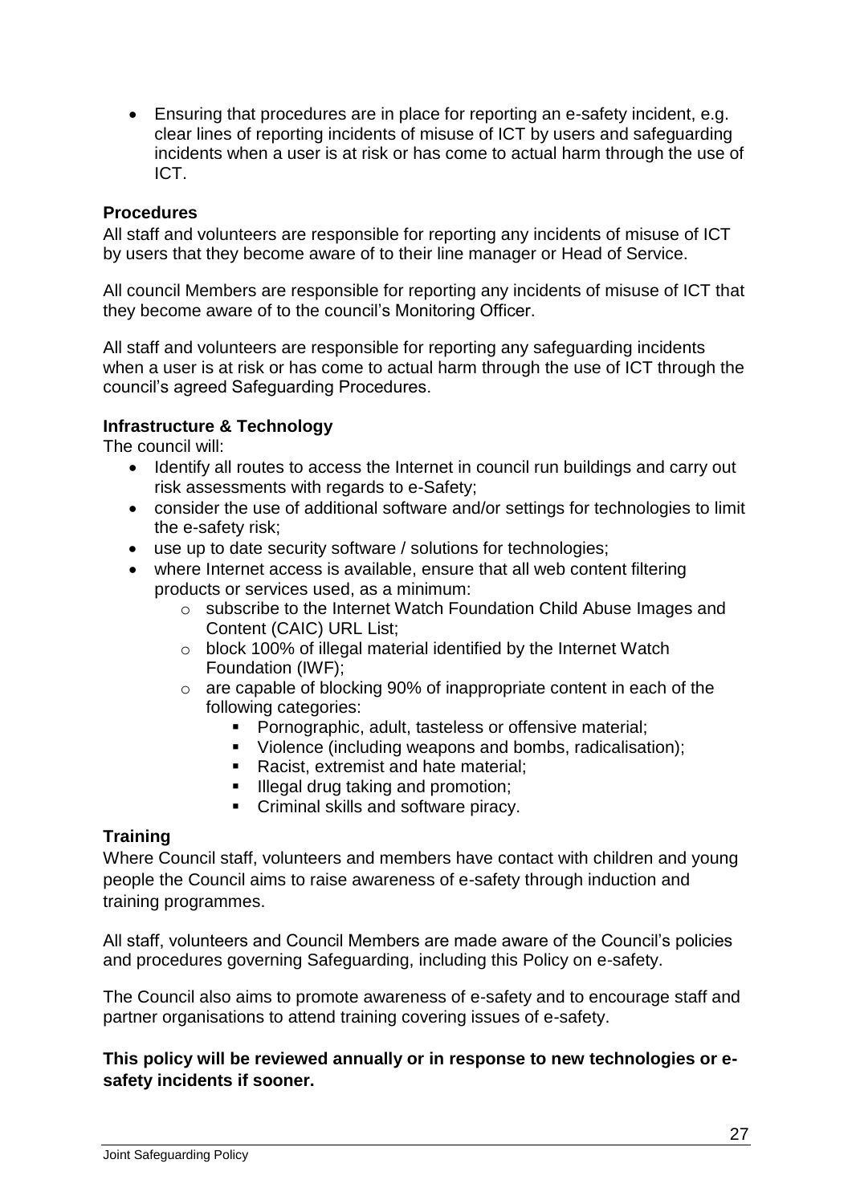- Ensuring that procedures are in place for reporting an e-safety incident, e.g. clear lines of reporting incidents of misuse of ICT by users and safeguarding incidents when a user is at risk or has come to actual harm through the use of ICT.

**Procedures**

All staff and volunteers are responsible for reporting any incidents of misuse of ICT by users that they become aware of to their line manager or Head of Service.

All council Members are responsible for reporting any incidents of misuse of ICT that they become aware of to the council's Monitoring Officer.

All staff and volunteers are responsible for reporting any safeguarding incidents when a user is at risk or has come to actual harm through the use of ICT through the council's agreed Safeguarding Procedures.

**Infrastructure & Technology**

The council will:

- Identify all routes to access the Internet in council run buildings and carry out risk assessments with regards to e-Safety;
- consider the use of additional software and/or settings for technologies to limit the e-safety risk;
- use up to date security software / solutions for technologies;
- where Internet access is available, ensure that all web content filtering products or services used, as a minimum:
    - subscribe to the Internet Watch Foundation Child Abuse Images and Content (CAIC) URL List;
    - block 100% of illegal material identified by the Internet Watch Foundation (IWF);
    - are capable of blocking 90% of inappropriate content in each of the following categories:
        - Pornographic, adult, tasteless or offensive material;
        - Violence (including weapons and bombs, radicalisation);
        - Racist, extremist and hate material;
        - Illegal drug taking and promotion;
        - Criminal skills and software piracy.

**Training**

Where Council staff, volunteers and members have contact with children and young people the Council aims to raise awareness of e-safety through induction and training programmes.

All staff, volunteers and Council Members are made aware of the Council's policies and procedures governing Safeguarding, including this Policy on e-safety.

The Council also aims to promote awareness of e-safety and to encourage staff and partner organisations to attend training covering issues of e-safety.

**This policy will be reviewed annually or in response to new technologies or e-safety incidents if sooner.**